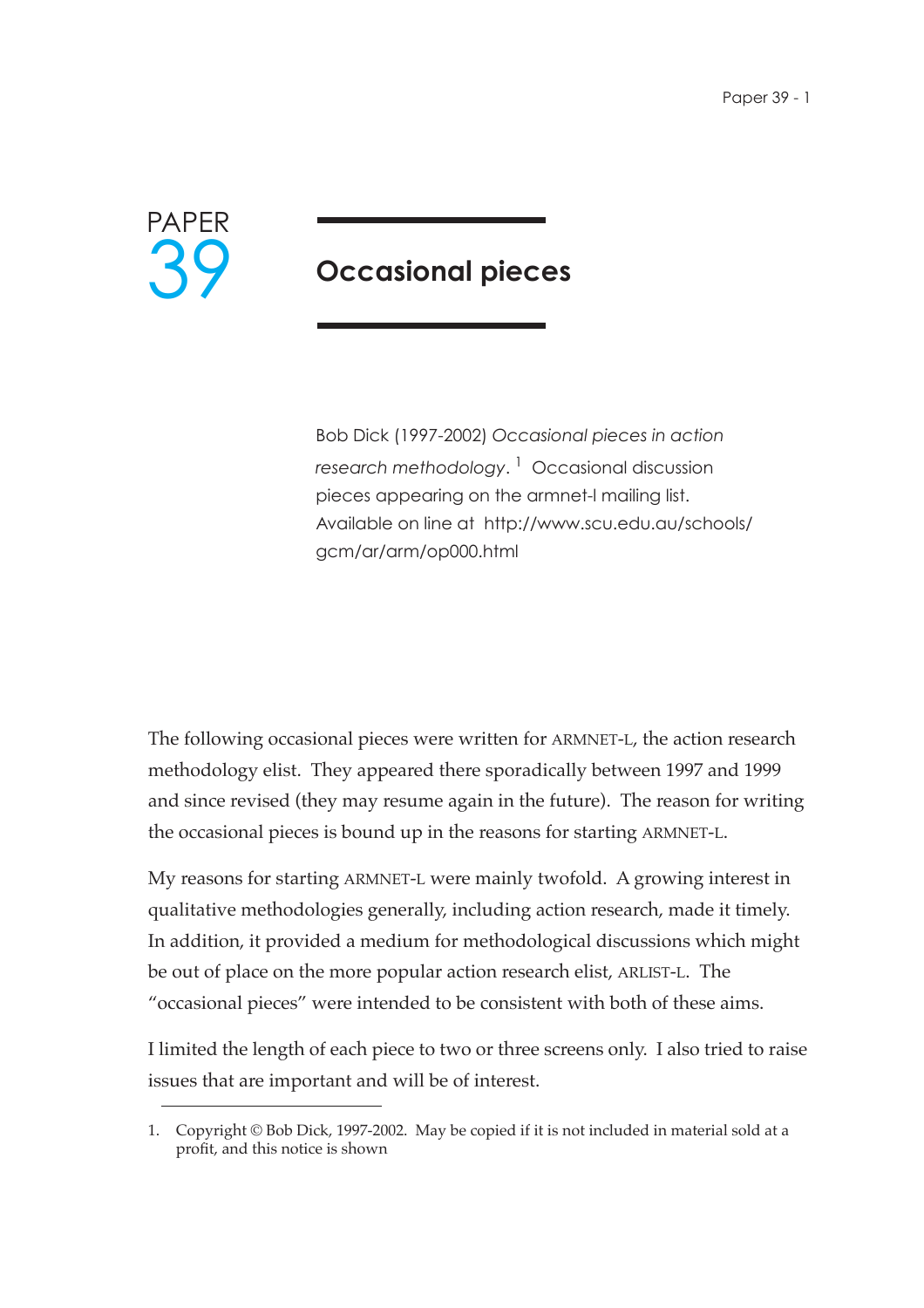# PAPER 39

## Occasional pieces

Bob Dick (1997-2002) *Occasional pieces in action research methodology*.[1] Occasional discussion pieces appearing on the armnet-l mailing list. Available on line at http://www.scu.edu.au/schools/gcm/ar/arm/op000.html

The following occasional pieces were written for ARMNET-L, the action research methodology elist. They appeared there sporadically between 1997 and 1999 and since revised (they may resume again in the future). The reason for writing the occasional pieces is bound up in the reasons for starting ARMNET-L.

My reasons for starting ARMNET-L were mainly twofold. A growing interest in qualitative methodologies generally, including action research, made it timely. In addition, it provided a medium for methodological discussions which might be out of place on the more popular action research elist, ARLIST-L. The "occasional pieces" were intended to be consistent with both of these aims.

I limited the length of each piece to two or three screens only. I also tried to raise issues that are important and will be of interest.

1. Copyright © Bob Dick, 1997-2002. May be copied if it is not included in material sold at a profit, and this notice is shown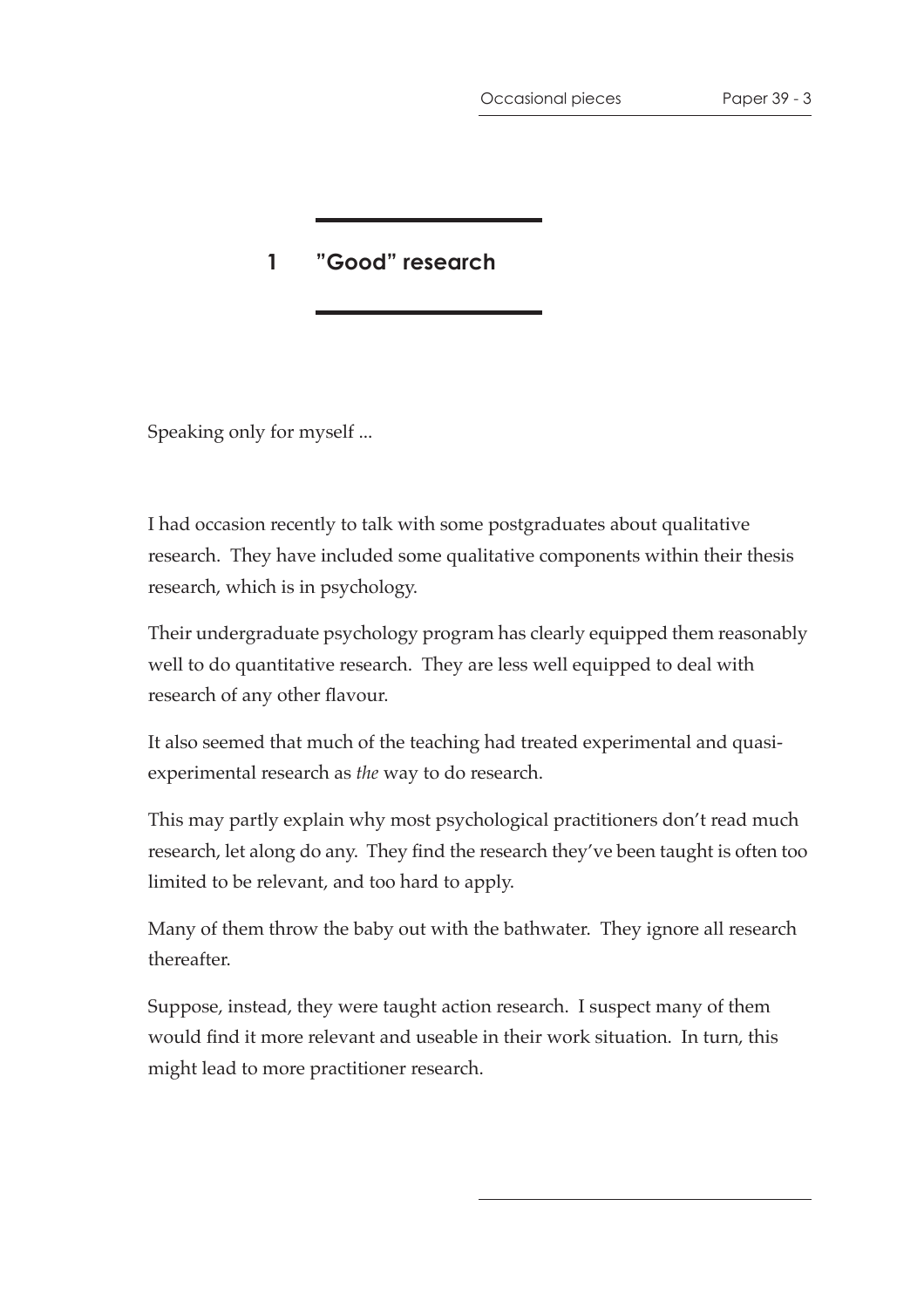# 1 "Good" research

Speaking only for myself ...

I had occasion recently to talk with some postgraduates about qualitative research. They have included some qualitative components within their thesis research, which is in psychology.

Their undergraduate psychology program has clearly equipped them reasonably well to do quantitative research. They are less well equipped to deal with research of any other flavour.

It also seemed that much of the teaching had treated experimental and quasi-experimental research as *the* way to do research.

This may partly explain why most psychological practitioners don't read much research, let along do any. They find the research they've been taught is often too limited to be relevant, and too hard to apply.

Many of them throw the baby out with the bathwater. They ignore all research thereafter.

Suppose, instead, they were taught action research. I suspect many of them would find it more relevant and useable in their work situation. In turn, this might lead to more practitioner research.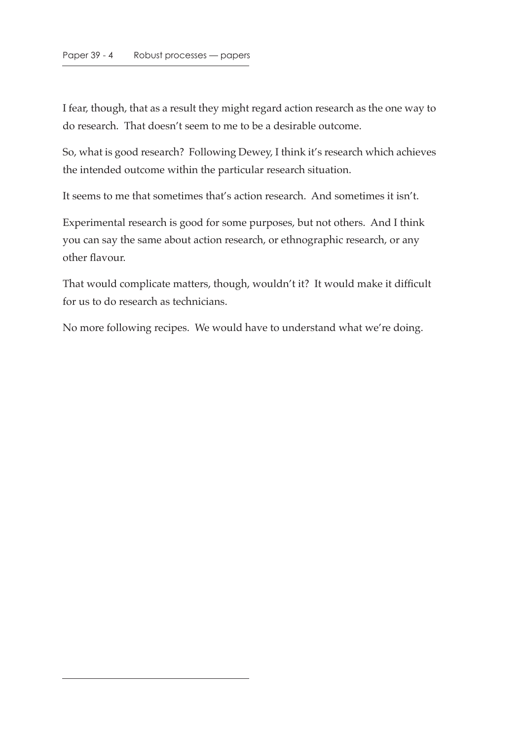I fear, though, that as a result they might regard action research as the one way to do research. That doesn't seem to me to be a desirable outcome.

So, what is good research? Following Dewey, I think it's research which achieves the intended outcome within the particular research situation.

It seems to me that sometimes that's action research. And sometimes it isn't.

Experimental research is good for some purposes, but not others. And I think you can say the same about action research, or ethnographic research, or any other flavour.

That would complicate matters, though, wouldn't it? It would make it difficult for us to do research as technicians.

No more following recipes. We would have to understand what we're doing.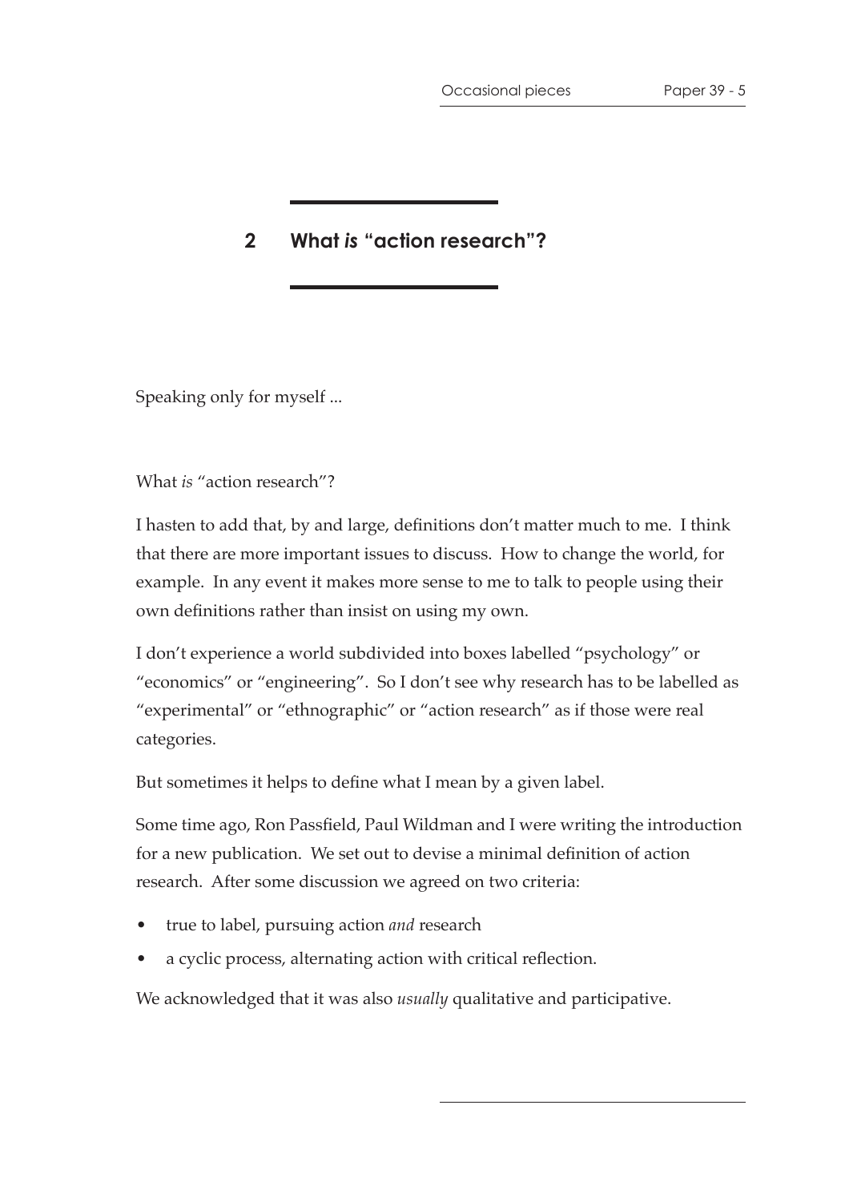## 2 What *is* "action research"?

Speaking only for myself ...

What *is* "action research"?

I hasten to add that, by and large, definitions don't matter much to me. I think that there are more important issues to discuss. How to change the world, for example. In any event it makes more sense to me to talk to people using their own definitions rather than insist on using my own.

I don't experience a world subdivided into boxes labelled "psychology" or "economics" or "engineering". So I don't see why research has to be labelled as "experimental" or "ethnographic" or "action research" as if those were real categories.

But sometimes it helps to define what I mean by a given label.

Some time ago, Ron Passfield, Paul Wildman and I were writing the introduction for a new publication. We set out to devise a minimal definition of action research. After some discussion we agreed on two criteria:

- true to label, pursuing action *and* research
- a cyclic process, alternating action with critical reflection.

We acknowledged that it was also *usually* qualitative and participative.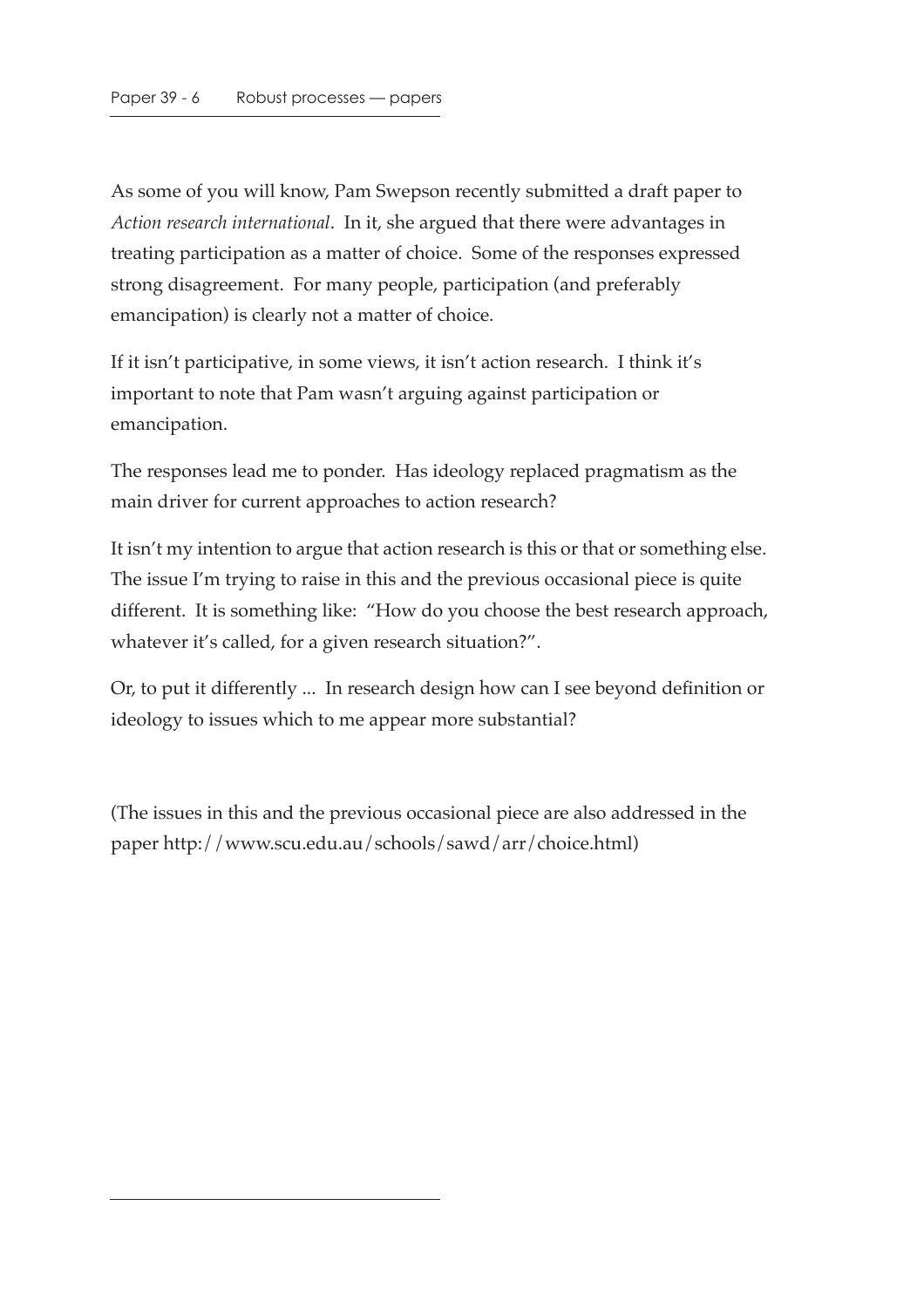As some of you will know, Pam Swepson recently submitted a draft paper to *Action research international*. In it, she argued that there were advantages in treating participation as a matter of choice. Some of the responses expressed strong disagreement. For many people, participation (and preferably emancipation) is clearly not a matter of choice.

If it isn't participative, in some views, it isn't action research. I think it's important to note that Pam wasn't arguing against participation or emancipation.

The responses lead me to ponder. Has ideology replaced pragmatism as the main driver for current approaches to action research?

It isn't my intention to argue that action research is this or that or something else. The issue I'm trying to raise in this and the previous occasional piece is quite different. It is something like: "How do you choose the best research approach, whatever it's called, for a given research situation?".

Or, to put it differently ... In research design how can I see beyond definition or ideology to issues which to me appear more substantial?

(The issues in this and the previous occasional piece are also addressed in the paper http://www.scu.edu.au/schools/sawd/arr/choice.html)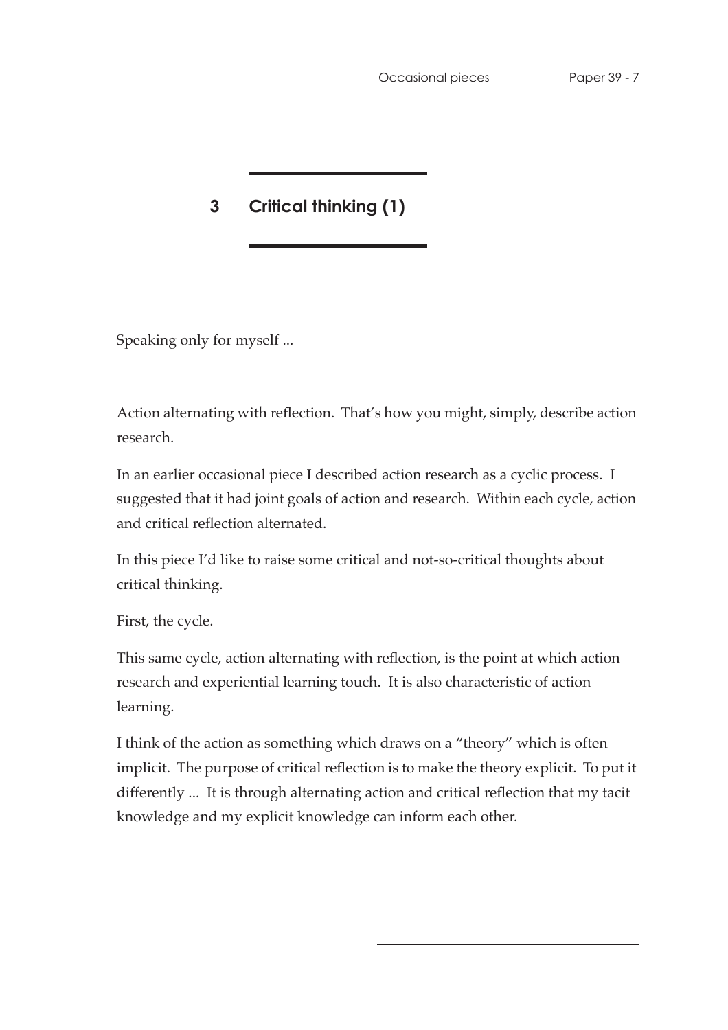## 3 Critical thinking (1)

Speaking only for myself ...

Action alternating with reflection. That's how you might, simply, describe action research.

In an earlier occasional piece I described action research as a cyclic process. I suggested that it had joint goals of action and research. Within each cycle, action and critical reflection alternated.

In this piece I'd like to raise some critical and not-so-critical thoughts about critical thinking.

First, the cycle.

This same cycle, action alternating with reflection, is the point at which action research and experiential learning touch. It is also characteristic of action learning.

I think of the action as something which draws on a "theory" which is often implicit. The purpose of critical reflection is to make the theory explicit. To put it differently ... It is through alternating action and critical reflection that my tacit knowledge and my explicit knowledge can inform each other.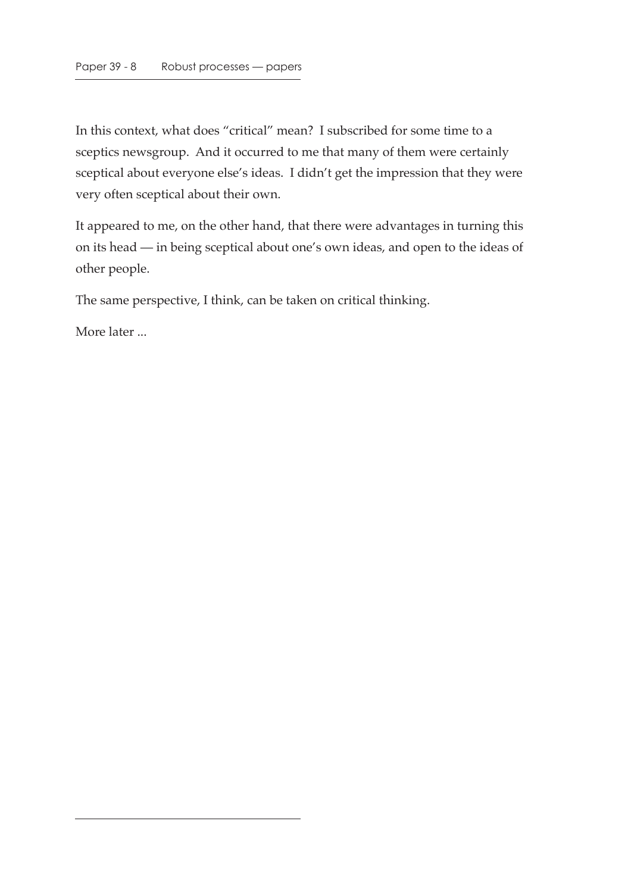In this context, what does “critical” mean? I subscribed for some time to a sceptics newsgroup. And it occurred to me that many of them were certainly sceptical about everyone else’s ideas. I didn’t get the impression that they were very often sceptical about their own.

It appeared to me, on the other hand, that there were advantages in turning this on its head — in being sceptical about one’s own ideas, and open to the ideas of other people.

The same perspective, I think, can be taken on critical thinking.

More later ...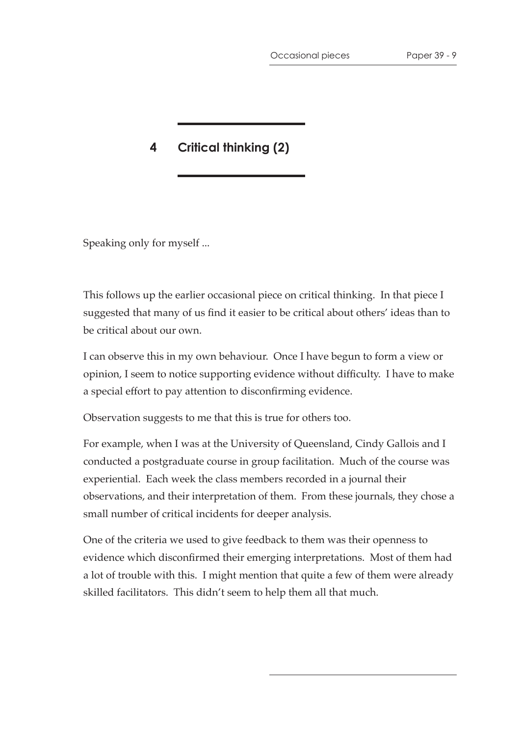## 4 Critical thinking (2)

Speaking only for myself ...

This follows up the earlier occasional piece on critical thinking. In that piece I suggested that many of us find it easier to be critical about others' ideas than to be critical about our own.

I can observe this in my own behaviour. Once I have begun to form a view or opinion, I seem to notice supporting evidence without difficulty. I have to make a special effort to pay attention to disconfirming evidence.

Observation suggests to me that this is true for others too.

For example, when I was at the University of Queensland, Cindy Gallois and I conducted a postgraduate course in group facilitation. Much of the course was experiential. Each week the class members recorded in a journal their observations, and their interpretation of them. From these journals, they chose a small number of critical incidents for deeper analysis.

One of the criteria we used to give feedback to them was their openness to evidence which disconfirmed their emerging interpretations. Most of them had a lot of trouble with this. I might mention that quite a few of them were already skilled facilitators. This didn't seem to help them all that much.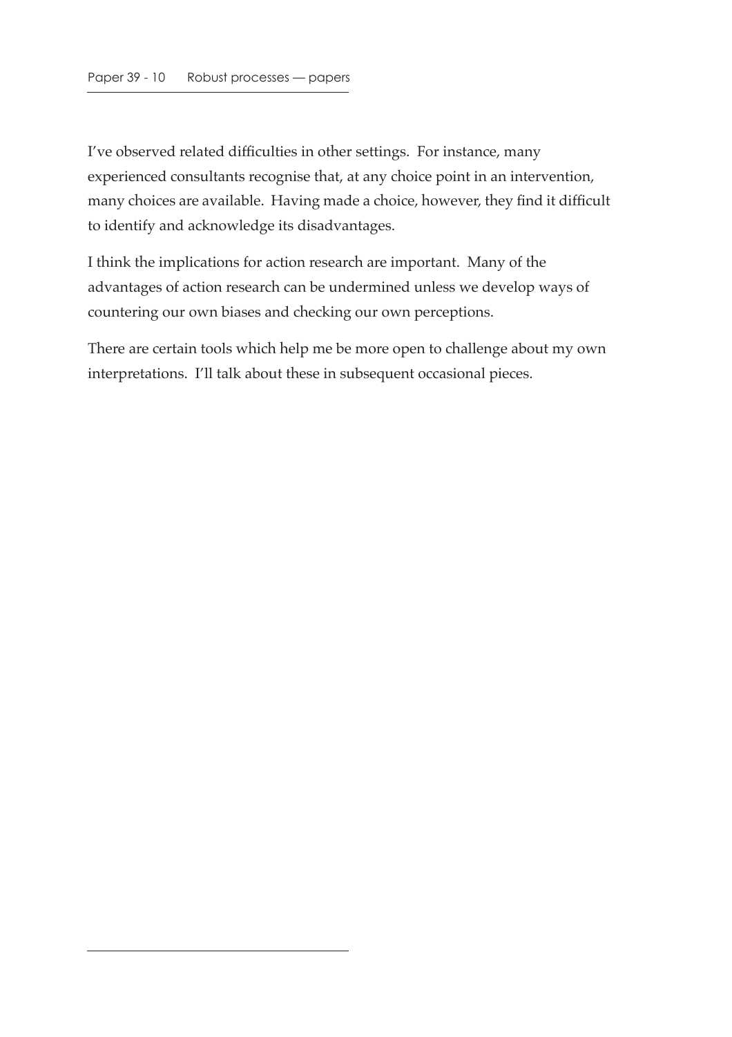I've observed related difficulties in other settings. For instance, many experienced consultants recognise that, at any choice point in an intervention, many choices are available. Having made a choice, however, they find it difficult to identify and acknowledge its disadvantages.

I think the implications for action research are important. Many of the advantages of action research can be undermined unless we develop ways of countering our own biases and checking our own perceptions.

There are certain tools which help me be more open to challenge about my own interpretations. I'll talk about these in subsequent occasional pieces.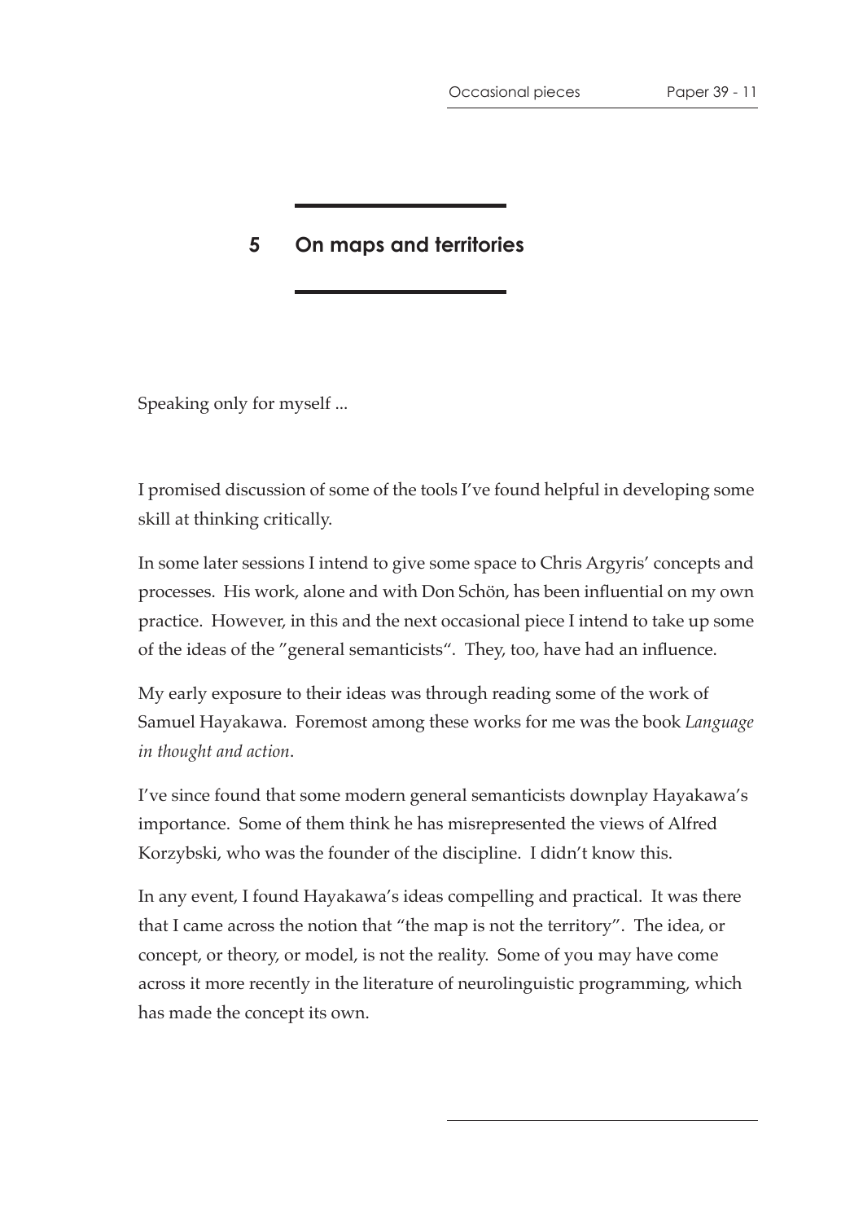## 5 On maps and territories

Speaking only for myself ...

I promised discussion of some of the tools I've found helpful in developing some skill at thinking critically.

In some later sessions I intend to give some space to Chris Argyris' concepts and processes. His work, alone and with Don Schön, has been influential on my own practice. However, in this and the next occasional piece I intend to take up some of the ideas of the "general semanticists". They, too, have had an influence.

My early exposure to their ideas was through reading some of the work of Samuel Hayakawa. Foremost among these works for me was the book *Language in thought and action*.

I've since found that some modern general semanticists downplay Hayakawa's importance. Some of them think he has misrepresented the views of Alfred Korzybski, who was the founder of the discipline. I didn't know this.

In any event, I found Hayakawa's ideas compelling and practical. It was there that I came across the notion that "the map is not the territory". The idea, or concept, or theory, or model, is not the reality. Some of you may have come across it more recently in the literature of neurolinguistic programming, which has made the concept its own.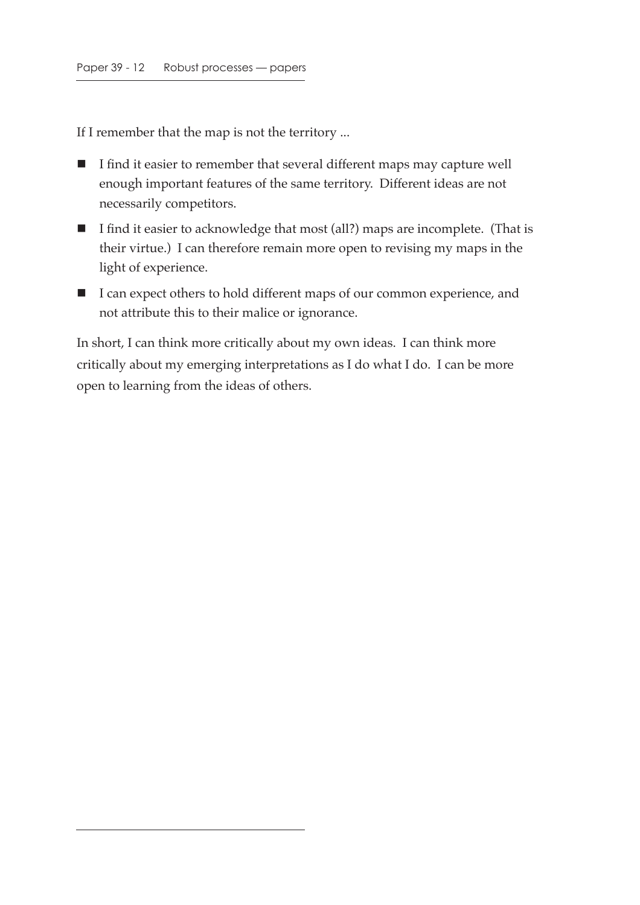If I remember that the map is not the territory ...

- I find it easier to remember that several different maps may capture well enough important features of the same territory. Different ideas are not necessarily competitors.
- I find it easier to acknowledge that most (all?) maps are incomplete. (That is their virtue.) I can therefore remain more open to revising my maps in the light of experience.
- I can expect others to hold different maps of our common experience, and not attribute this to their malice or ignorance.

In short, I can think more critically about my own ideas. I can think more critically about my emerging interpretations as I do what I do. I can be more open to learning from the ideas of others.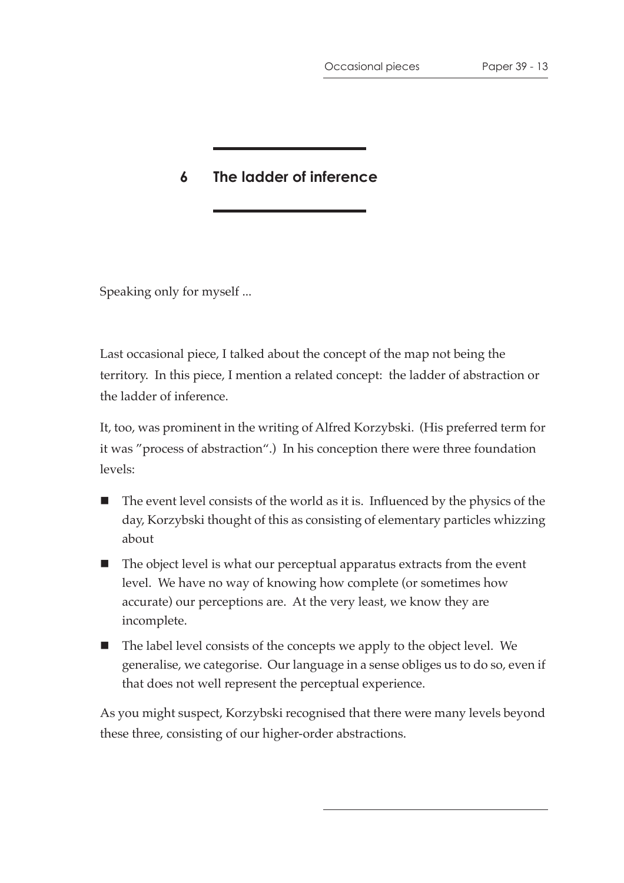## 6 The ladder of inference

Speaking only for myself ...

Last occasional piece, I talked about the concept of the map not being the territory. In this piece, I mention a related concept: the ladder of abstraction or the ladder of inference.

It, too, was prominent in the writing of Alfred Korzybski. (His preferred term for it was "process of abstraction".) In his conception there were three foundation levels:

- The event level consists of the world as it is. Influenced by the physics of the day, Korzybski thought of this as consisting of elementary particles whizzing about
- The object level is what our perceptual apparatus extracts from the event level. We have no way of knowing how complete (or sometimes how accurate) our perceptions are. At the very least, we know they are incomplete.
- The label level consists of the concepts we apply to the object level. We generalise, we categorise. Our language in a sense obliges us to do so, even if that does not well represent the perceptual experience.

As you might suspect, Korzybski recognised that there were many levels beyond these three, consisting of our higher-order abstractions.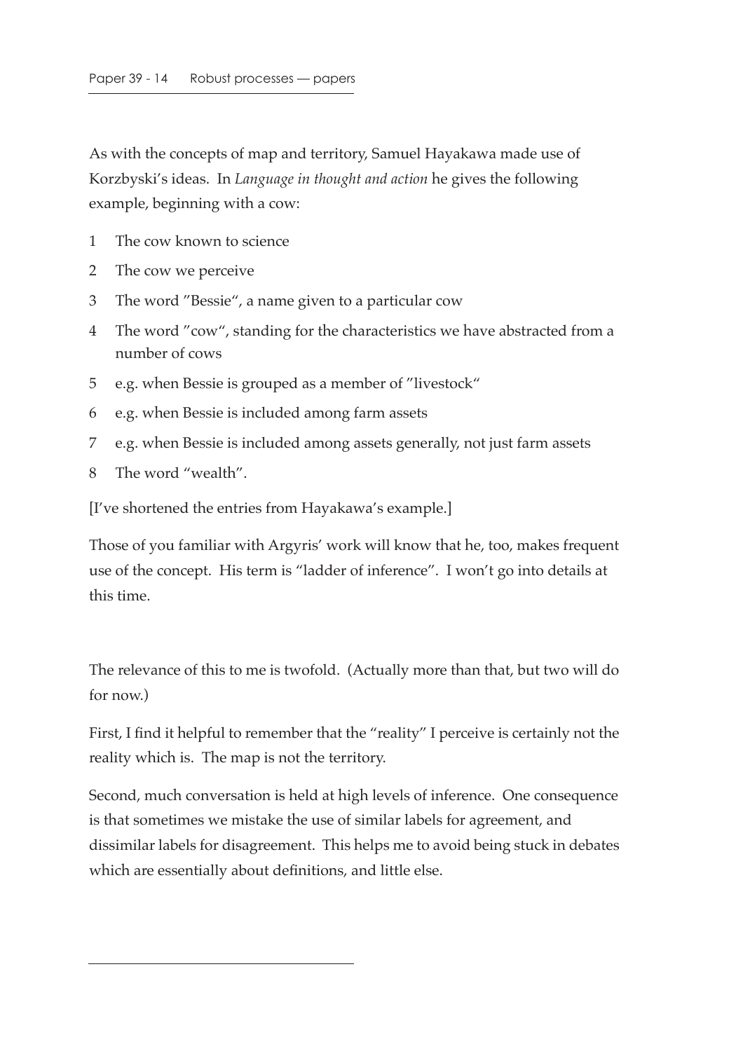As with the concepts of map and territory, Samuel Hayakawa made use of Korzbyski's ideas. In *Language in thought and action* he gives the following example, beginning with a cow:

1. The cow known to science
2. The cow we perceive
3. The word "Bessie", a name given to a particular cow
4. The word "cow", standing for the characteristics we have abstracted from a number of cows
5. e.g. when Bessie is grouped as a member of "livestock"
6. e.g. when Bessie is included among farm assets
7. e.g. when Bessie is included among assets generally, not just farm assets
8. The word "wealth".

[I've shortened the entries from Hayakawa's example.]

Those of you familiar with Argyris' work will know that he, too, makes frequent use of the concept. His term is "ladder of inference". I won't go into details at this time.

The relevance of this to me is twofold. (Actually more than that, but two will do for now.)

First, I find it helpful to remember that the "reality" I perceive is certainly not the reality which is. The map is not the territory.

Second, much conversation is held at high levels of inference. One consequence is that sometimes we mistake the use of similar labels for agreement, and dissimilar labels for disagreement. This helps me to avoid being stuck in debates which are essentially about definitions, and little else.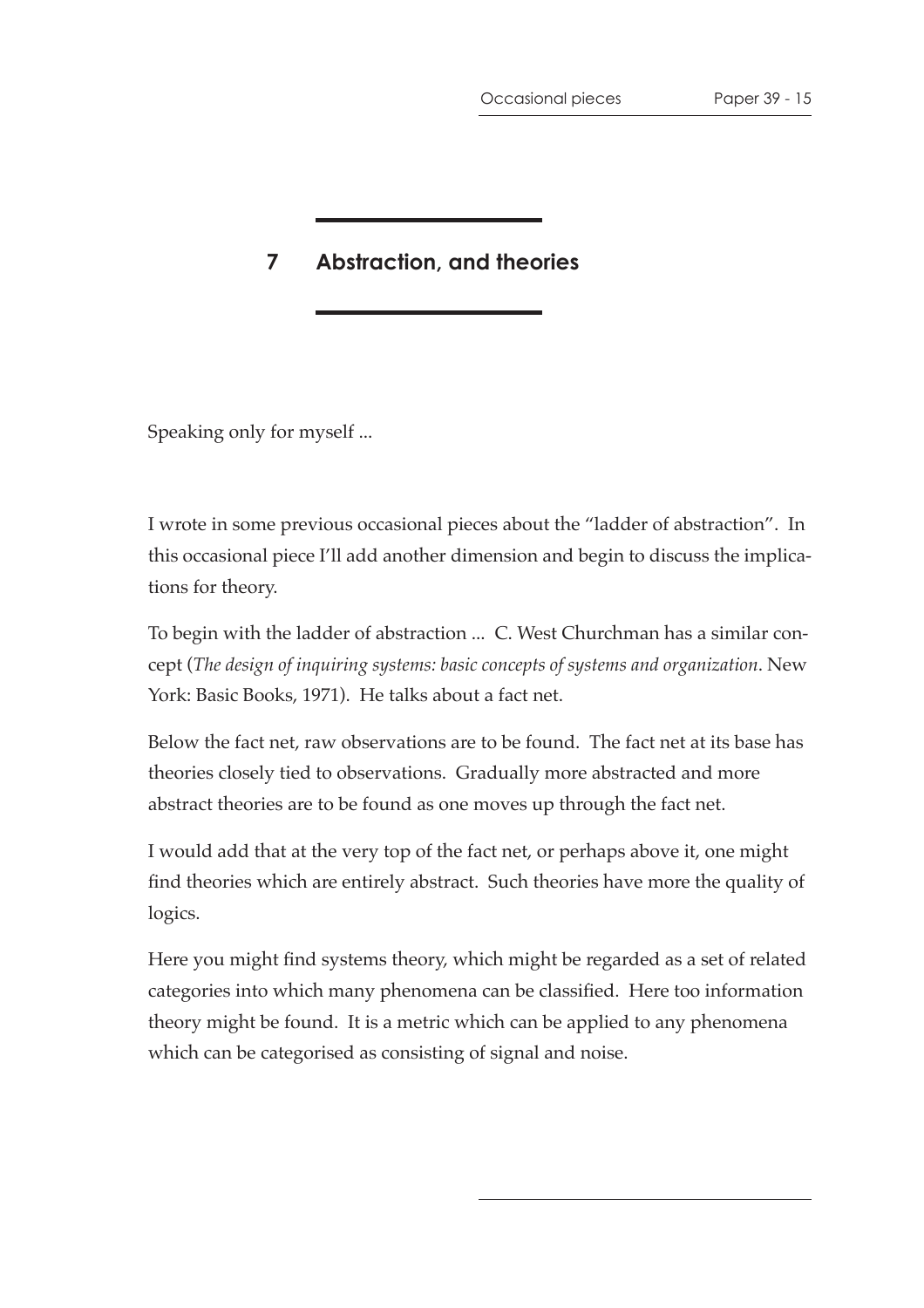## 7 Abstraction, and theories

Speaking only for myself ...

I wrote in some previous occasional pieces about the "ladder of abstraction". In this occasional piece I'll add another dimension and begin to discuss the implications for theory.

To begin with the ladder of abstraction ... C. West Churchman has a similar concept (*The design of inquiring systems: basic concepts of systems and organization*. New York: Basic Books, 1971). He talks about a fact net.

Below the fact net, raw observations are to be found. The fact net at its base has theories closely tied to observations. Gradually more abstracted and more abstract theories are to be found as one moves up through the fact net.

I would add that at the very top of the fact net, or perhaps above it, one might find theories which are entirely abstract. Such theories have more the quality of logics.

Here you might find systems theory, which might be regarded as a set of related categories into which many phenomena can be classified. Here too information theory might be found. It is a metric which can be applied to any phenomena which can be categorised as consisting of signal and noise.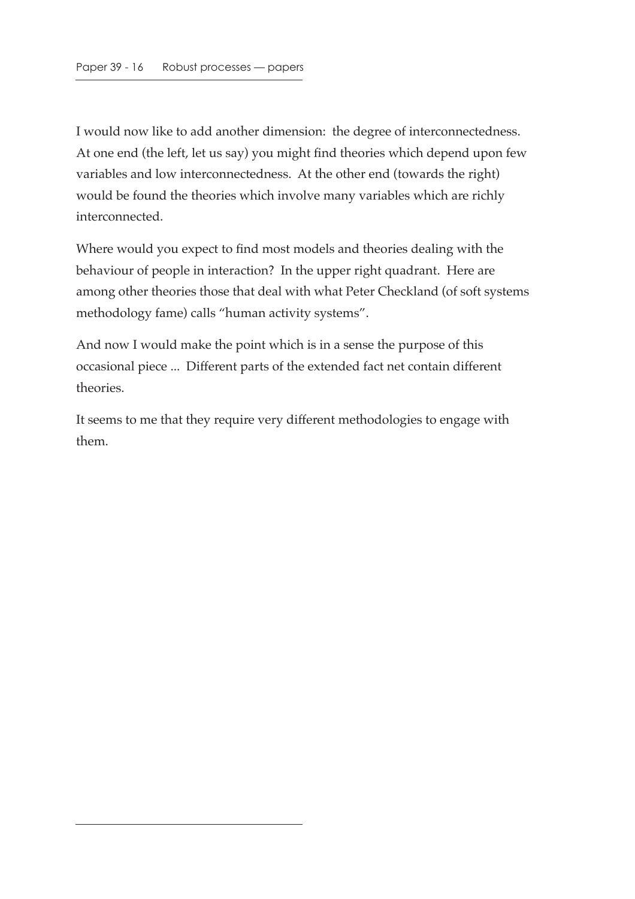I would now like to add another dimension: the degree of interconnectedness. At one end (the left, let us say) you might find theories which depend upon few variables and low interconnectedness. At the other end (towards the right) would be found the theories which involve many variables which are richly interconnected.

Where would you expect to find most models and theories dealing with the behaviour of people in interaction? In the upper right quadrant. Here are among other theories those that deal with what Peter Checkland (of soft systems methodology fame) calls "human activity systems".

And now I would make the point which is in a sense the purpose of this occasional piece ... Different parts of the extended fact net contain different theories.

It seems to me that they require very different methodologies to engage with them.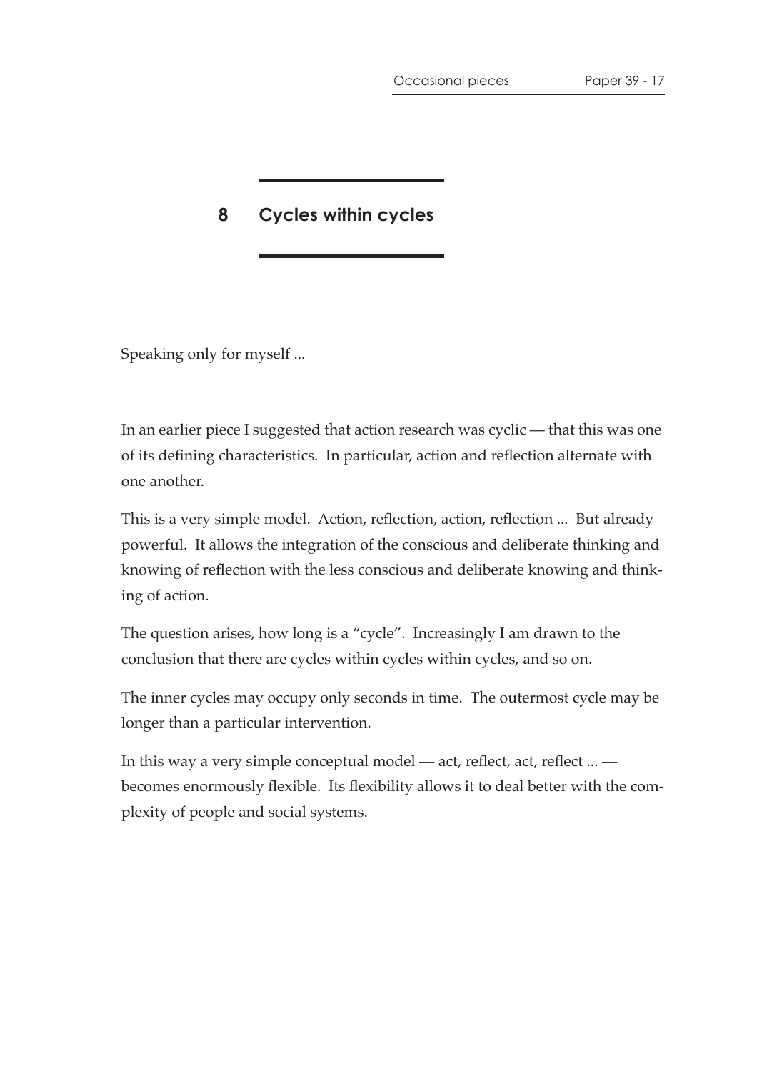# 8 Cycles within cycles

Speaking only for myself ...

In an earlier piece I suggested that action research was cyclic — that this was one of its defining characteristics. In particular, action and reflection alternate with one another.

This is a very simple model. Action, reflection, action, reflection ... But already powerful. It allows the integration of the conscious and deliberate thinking and knowing of reflection with the less conscious and deliberate knowing and thinking of action.

The question arises, how long is a "cycle". Increasingly I am drawn to the conclusion that there are cycles within cycles within cycles, and so on.

The inner cycles may occupy only seconds in time. The outermost cycle may be longer than a particular intervention.

In this way a very simple conceptual model — act, reflect, act, reflect ... — becomes enormously flexible. Its flexibility allows it to deal better with the complexity of people and social systems.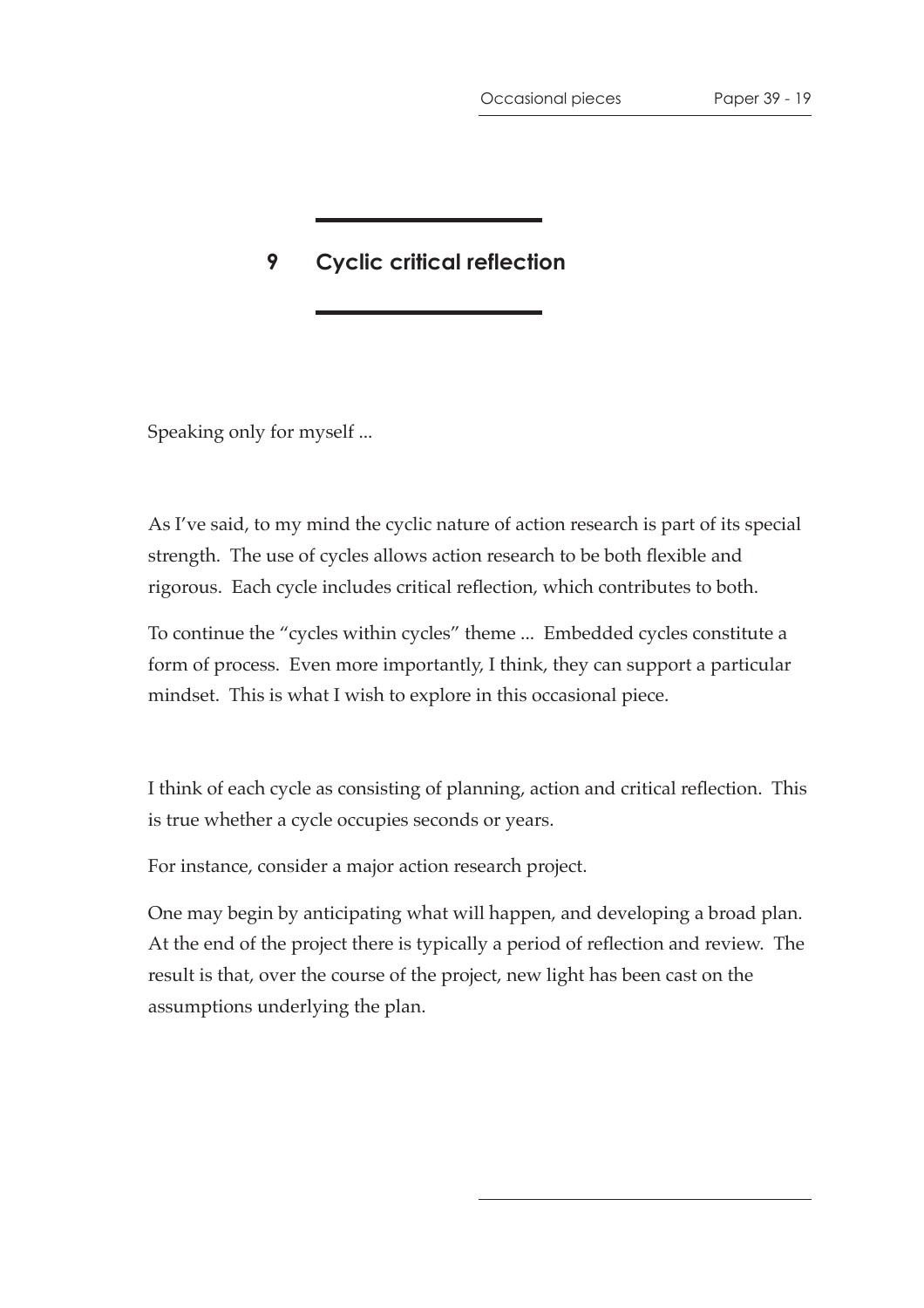## 9 Cyclic critical reflection

Speaking only for myself ...

As I've said, to my mind the cyclic nature of action research is part of its special strength. The use of cycles allows action research to be both flexible and rigorous. Each cycle includes critical reflection, which contributes to both.

To continue the "cycles within cycles" theme ... Embedded cycles constitute a form of process. Even more importantly, I think, they can support a particular mindset. This is what I wish to explore in this occasional piece.

I think of each cycle as consisting of planning, action and critical reflection. This is true whether a cycle occupies seconds or years.

For instance, consider a major action research project.

One may begin by anticipating what will happen, and developing a broad plan. At the end of the project there is typically a period of reflection and review. The result is that, over the course of the project, new light has been cast on the assumptions underlying the plan.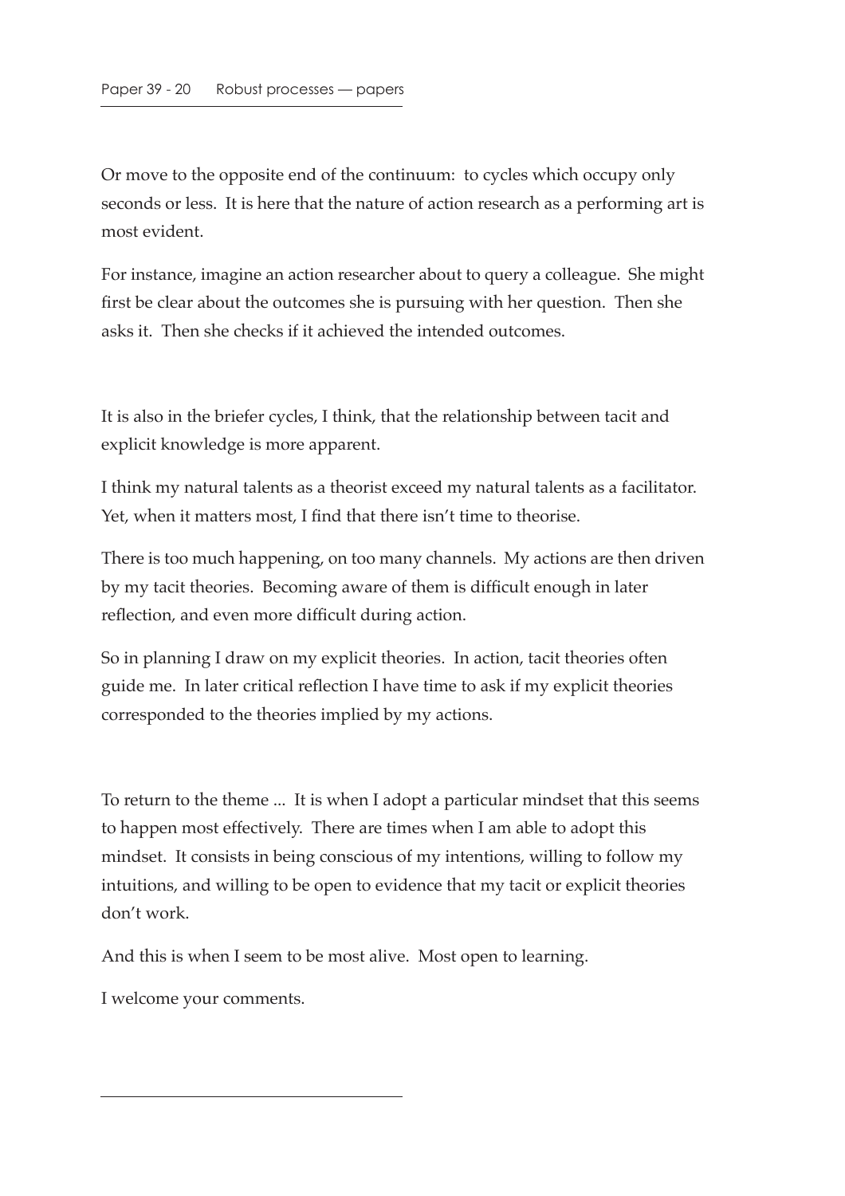Or move to the opposite end of the continuum: to cycles which occupy only seconds or less. It is here that the nature of action research as a performing art is most evident.

For instance, imagine an action researcher about to query a colleague. She might first be clear about the outcomes she is pursuing with her question. Then she asks it. Then she checks if it achieved the intended outcomes.

It is also in the briefer cycles, I think, that the relationship between tacit and explicit knowledge is more apparent.

I think my natural talents as a theorist exceed my natural talents as a facilitator. Yet, when it matters most, I find that there isn't time to theorise.

There is too much happening, on too many channels. My actions are then driven by my tacit theories. Becoming aware of them is difficult enough in later reflection, and even more difficult during action.

So in planning I draw on my explicit theories. In action, tacit theories often guide me. In later critical reflection I have time to ask if my explicit theories corresponded to the theories implied by my actions.

To return to the theme ... It is when I adopt a particular mindset that this seems to happen most effectively. There are times when I am able to adopt this mindset. It consists in being conscious of my intentions, willing to follow my intuitions, and willing to be open to evidence that my tacit or explicit theories don't work.

And this is when I seem to be most alive. Most open to learning.

I welcome your comments.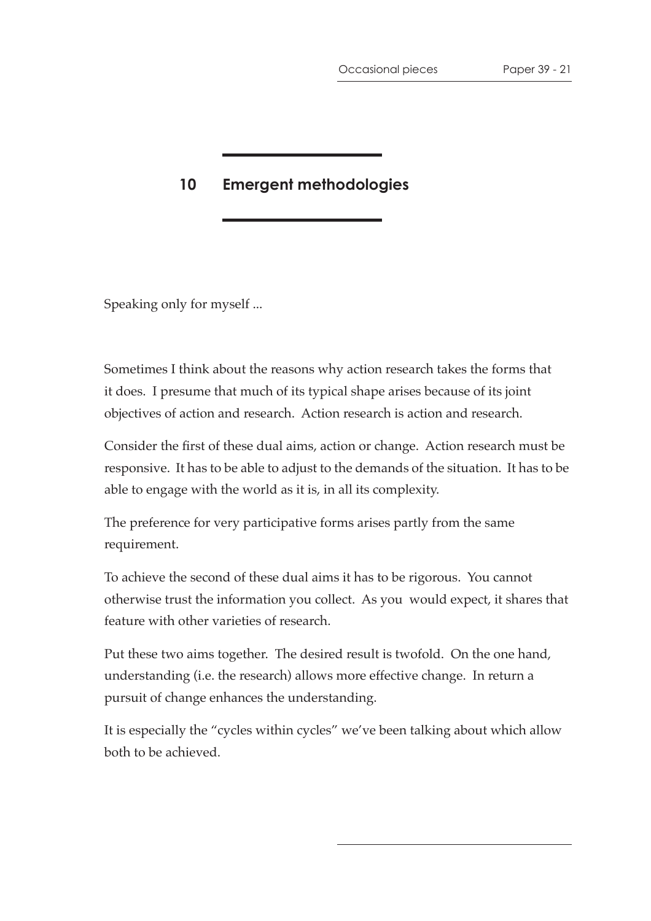## 10 Emergent methodologies

Speaking only for myself ...

Sometimes I think about the reasons why action research takes the forms that it does. I presume that much of its typical shape arises because of its joint objectives of action and research. Action research is action and research.

Consider the first of these dual aims, action or change. Action research must be responsive. It has to be able to adjust to the demands of the situation. It has to be able to engage with the world as it is, in all its complexity.

The preference for very participative forms arises partly from the same requirement.

To achieve the second of these dual aims it has to be rigorous. You cannot otherwise trust the information you collect. As you would expect, it shares that feature with other varieties of research.

Put these two aims together. The desired result is twofold. On the one hand, understanding (i.e. the research) allows more effective change. In return a pursuit of change enhances the understanding.

It is especially the "cycles within cycles" we've been talking about which allow both to be achieved.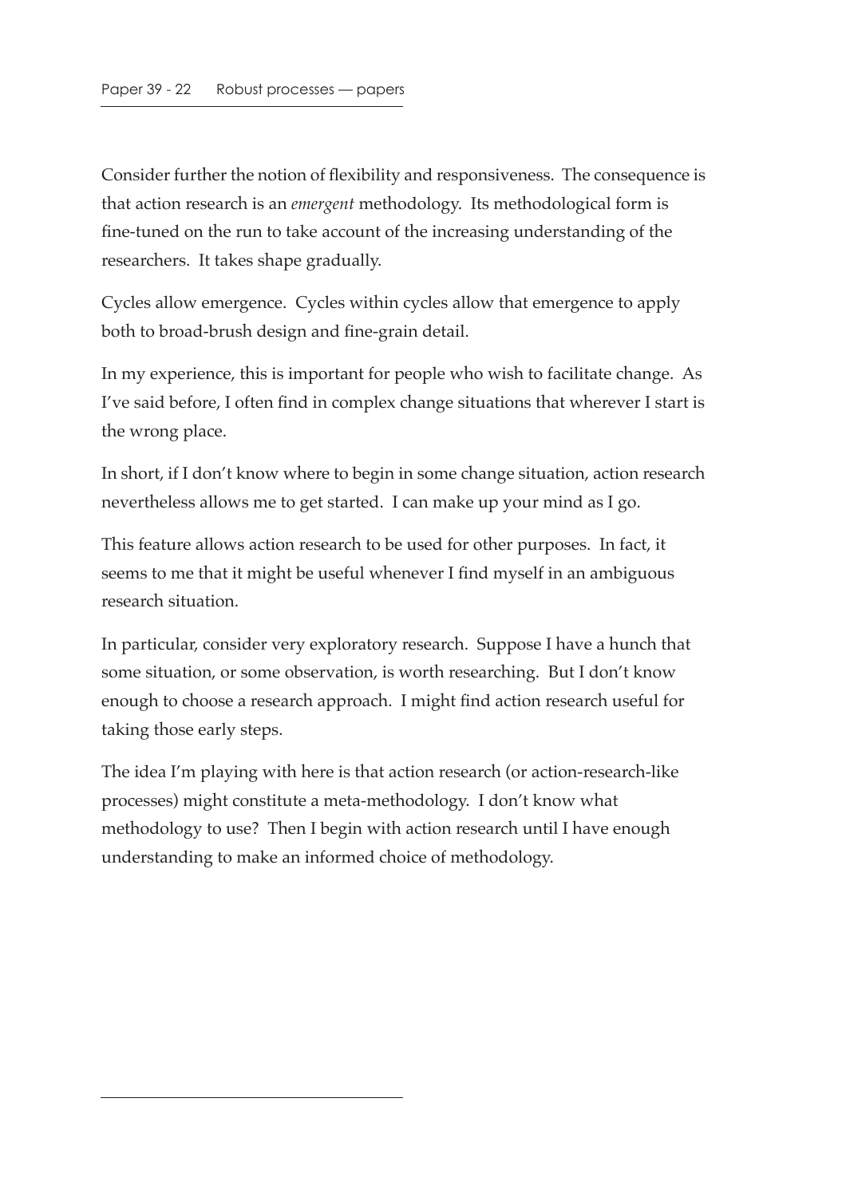Consider further the notion of flexibility and responsiveness. The consequence is that action research is an *emergent* methodology. Its methodological form is fine-tuned on the run to take account of the increasing understanding of the researchers. It takes shape gradually.

Cycles allow emergence. Cycles within cycles allow that emergence to apply both to broad-brush design and fine-grain detail.

In my experience, this is important for people who wish to facilitate change. As I've said before, I often find in complex change situations that wherever I start is the wrong place.

In short, if I don't know where to begin in some change situation, action research nevertheless allows me to get started. I can make up your mind as I go.

This feature allows action research to be used for other purposes. In fact, it seems to me that it might be useful whenever I find myself in an ambiguous research situation.

In particular, consider very exploratory research. Suppose I have a hunch that some situation, or some observation, is worth researching. But I don't know enough to choose a research approach. I might find action research useful for taking those early steps.

The idea I'm playing with here is that action research (or action-research-like processes) might constitute a meta-methodology. I don't know what methodology to use? Then I begin with action research until I have enough understanding to make an informed choice of methodology.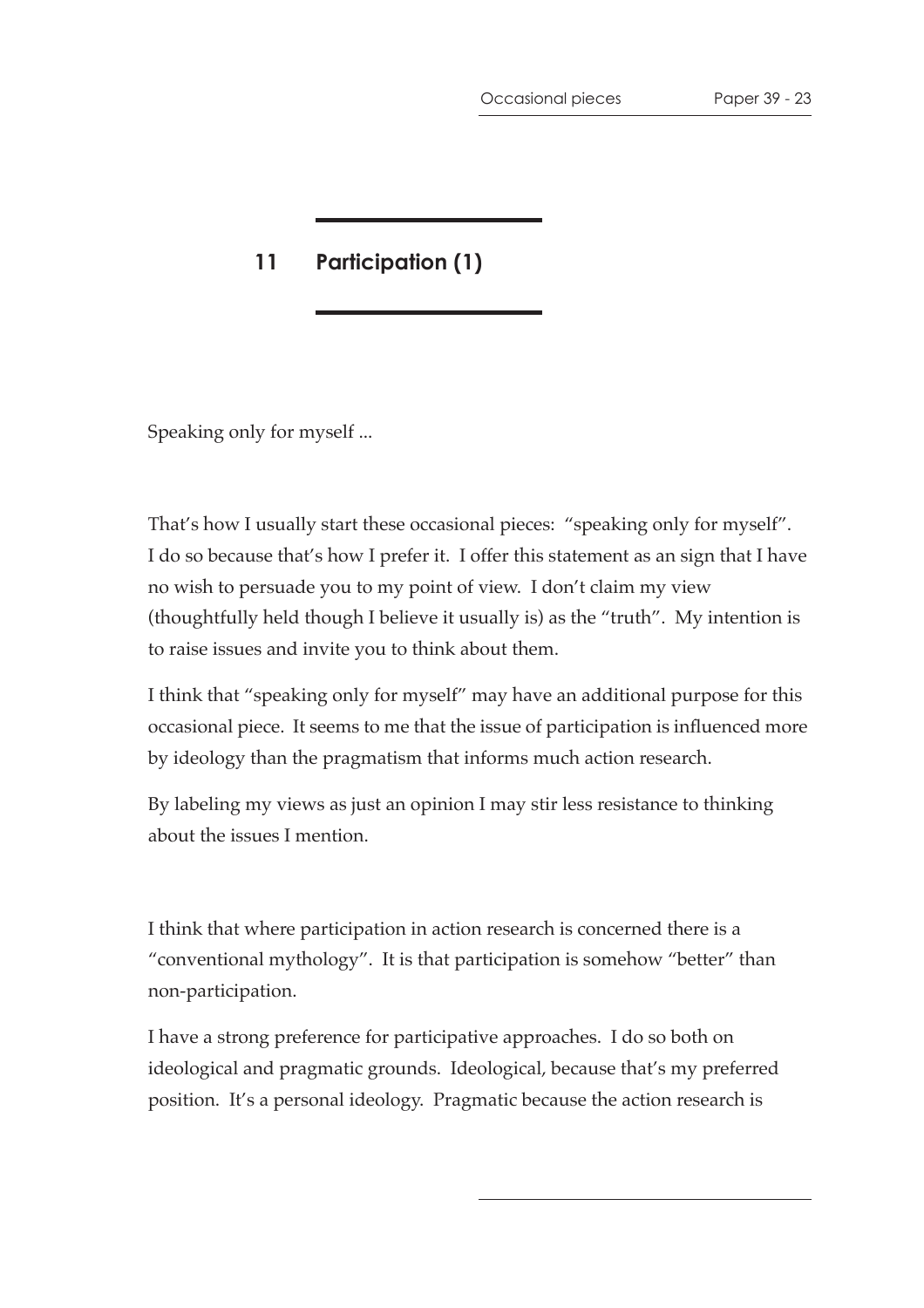## 11 Participation (1)

Speaking only for myself ...

That's how I usually start these occasional pieces: "speaking only for myself". I do so because that's how I prefer it. I offer this statement as an sign that I have no wish to persuade you to my point of view. I don't claim my view (thoughtfully held though I believe it usually is) as the "truth". My intention is to raise issues and invite you to think about them.

I think that "speaking only for myself" may have an additional purpose for this occasional piece. It seems to me that the issue of participation is influenced more by ideology than the pragmatism that informs much action research.

By labeling my views as just an opinion I may stir less resistance to thinking about the issues I mention.

I think that where participation in action research is concerned there is a "conventional mythology". It is that participation is somehow "better" than non-participation.

I have a strong preference for participative approaches. I do so both on ideological and pragmatic grounds. Ideological, because that's my preferred position. It's a personal ideology. Pragmatic because the action research is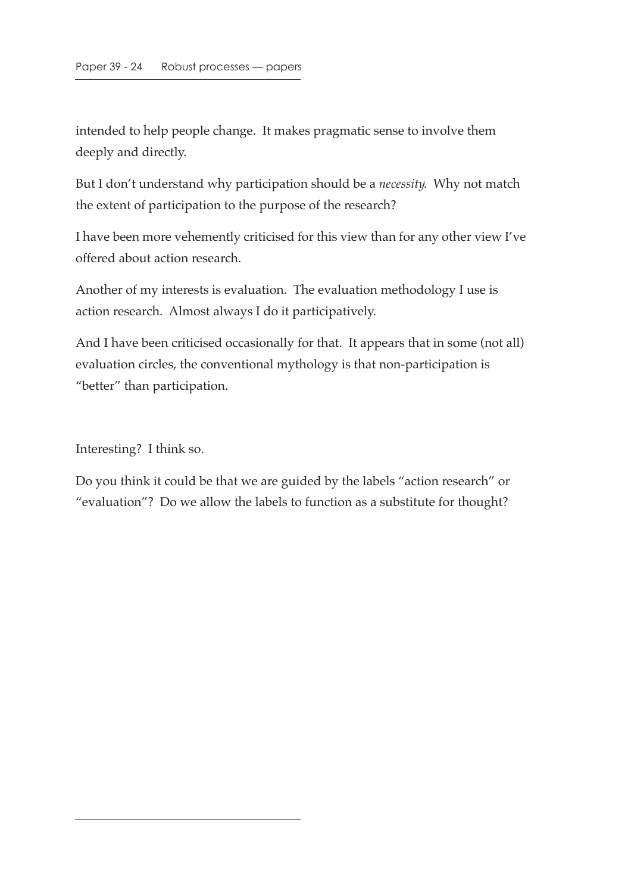intended to help people change. It makes pragmatic sense to involve them deeply and directly.

But I don't understand why participation should be a *necessity*. Why not match the extent of participation to the purpose of the research?

I have been more vehemently criticised for this view than for any other view I've offered about action research.

Another of my interests is evaluation. The evaluation methodology I use is action research. Almost always I do it participatively.

And I have been criticised occasionally for that. It appears that in some (not all) evaluation circles, the conventional mythology is that non-participation is "better" than participation.

Interesting? I think so.

Do you think it could be that we are guided by the labels "action research" or "evaluation"? Do we allow the labels to function as a substitute for thought?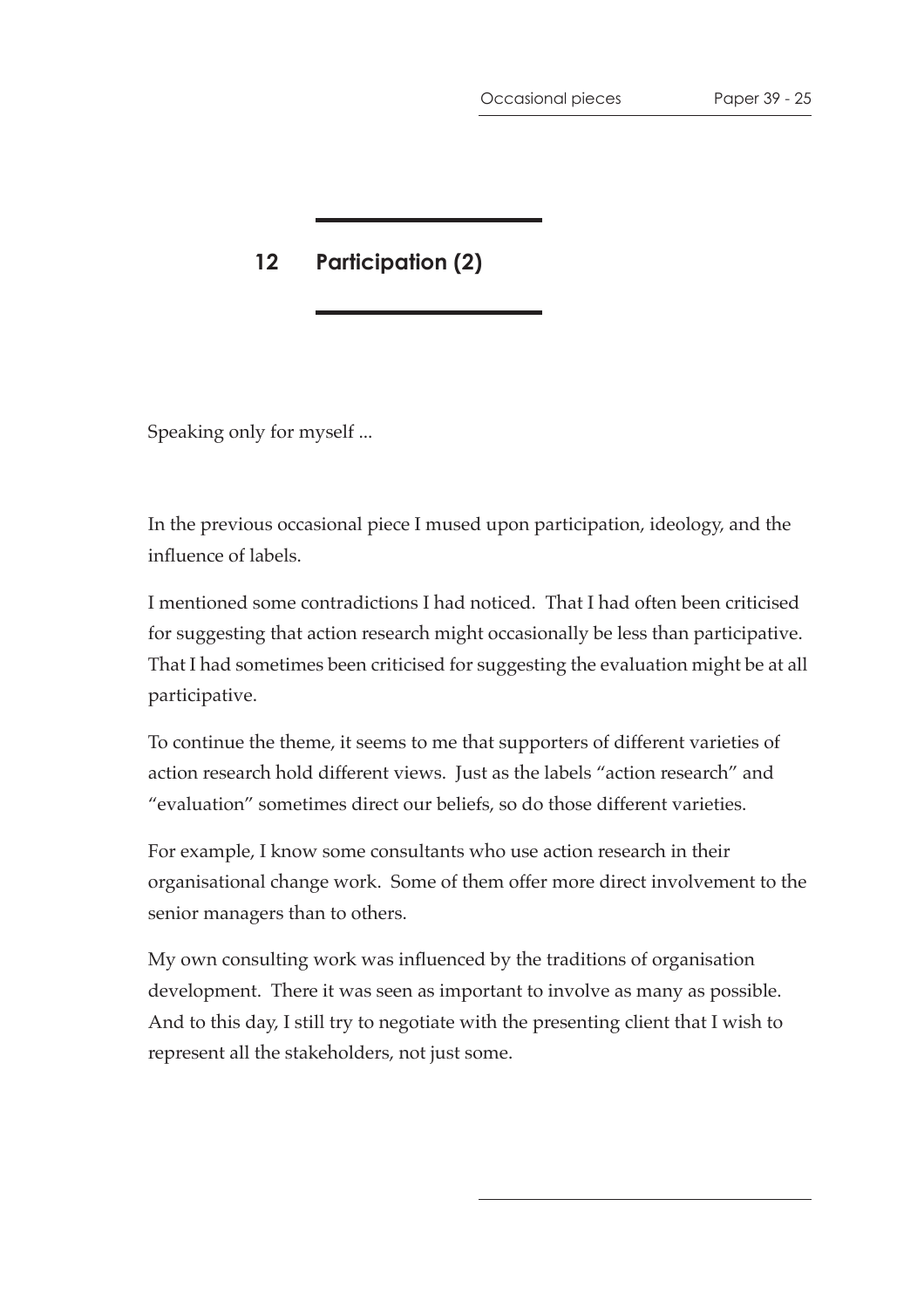## 12 Participation (2)

Speaking only for myself ...

In the previous occasional piece I mused upon participation, ideology, and the influence of labels.

I mentioned some contradictions I had noticed. That I had often been criticised for suggesting that action research might occasionally be less than participative. That I had sometimes been criticised for suggesting the evaluation might be at all participative.

To continue the theme, it seems to me that supporters of different varieties of action research hold different views. Just as the labels "action research" and "evaluation" sometimes direct our beliefs, so do those different varieties.

For example, I know some consultants who use action research in their organisational change work. Some of them offer more direct involvement to the senior managers than to others.

My own consulting work was influenced by the traditions of organisation development. There it was seen as important to involve as many as possible. And to this day, I still try to negotiate with the presenting client that I wish to represent all the stakeholders, not just some.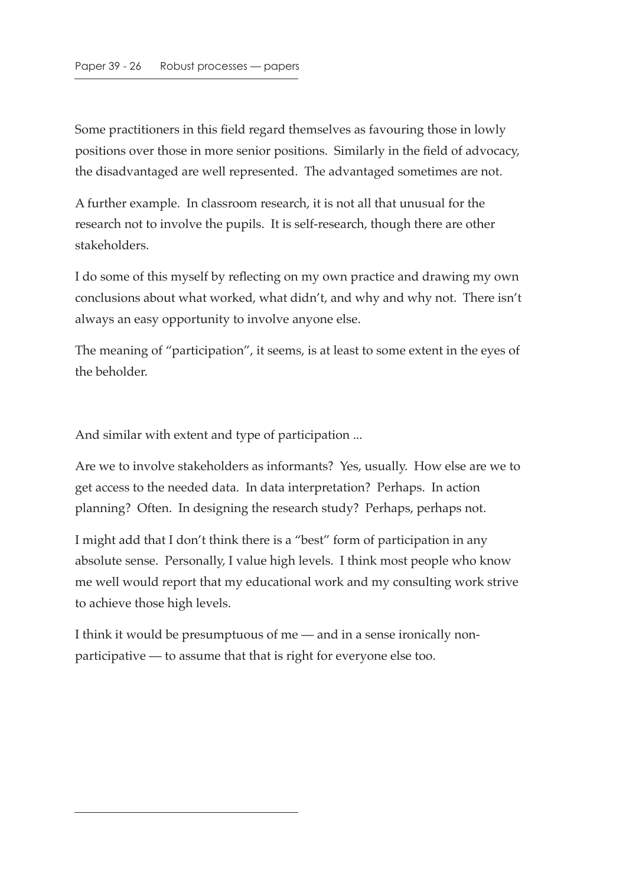Some practitioners in this field regard themselves as favouring those in lowly positions over those in more senior positions. Similarly in the field of advocacy, the disadvantaged are well represented. The advantaged sometimes are not.

A further example. In classroom research, it is not all that unusual for the research not to involve the pupils. It is self-research, though there are other stakeholders.

I do some of this myself by reflecting on my own practice and drawing my own conclusions about what worked, what didn't, and why and why not. There isn't always an easy opportunity to involve anyone else.

The meaning of "participation", it seems, is at least to some extent in the eyes of the beholder.

And similar with extent and type of participation ...

Are we to involve stakeholders as informants? Yes, usually. How else are we to get access to the needed data. In data interpretation? Perhaps. In action planning? Often. In designing the research study? Perhaps, perhaps not.

I might add that I don't think there is a "best" form of participation in any absolute sense. Personally, I value high levels. I think most people who know me well would report that my educational work and my consulting work strive to achieve those high levels.

I think it would be presumptuous of me — and in a sense ironically non-participative — to assume that that is right for everyone else too.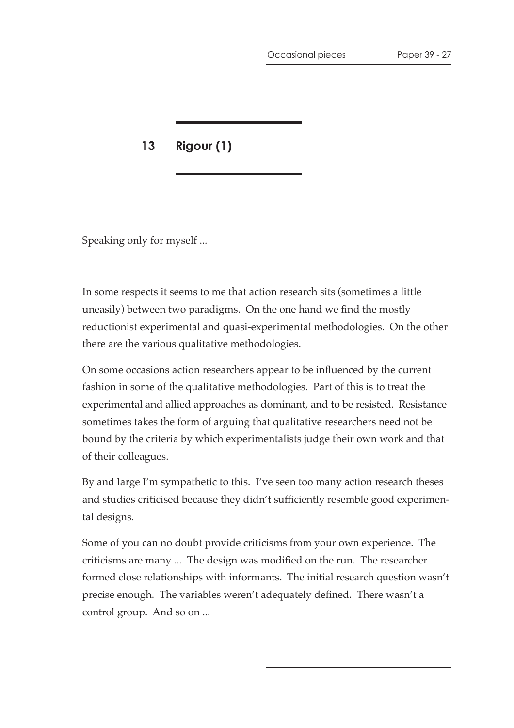## 13 Rigour (1)

Speaking only for myself ...

In some respects it seems to me that action research sits (sometimes a little uneasily) between two paradigms. On the one hand we find the mostly reductionist experimental and quasi-experimental methodologies. On the other there are the various qualitative methodologies.

On some occasions action researchers appear to be influenced by the current fashion in some of the qualitative methodologies. Part of this is to treat the experimental and allied approaches as dominant, and to be resisted. Resistance sometimes takes the form of arguing that qualitative researchers need not be bound by the criteria by which experimentalists judge their own work and that of their colleagues.

By and large I'm sympathetic to this. I've seen too many action research theses and studies criticised because they didn't sufficiently resemble good experimental designs.

Some of you can no doubt provide criticisms from your own experience. The criticisms are many ... The design was modified on the run. The researcher formed close relationships with informants. The initial research question wasn't precise enough. The variables weren't adequately defined. There wasn't a control group. And so on ...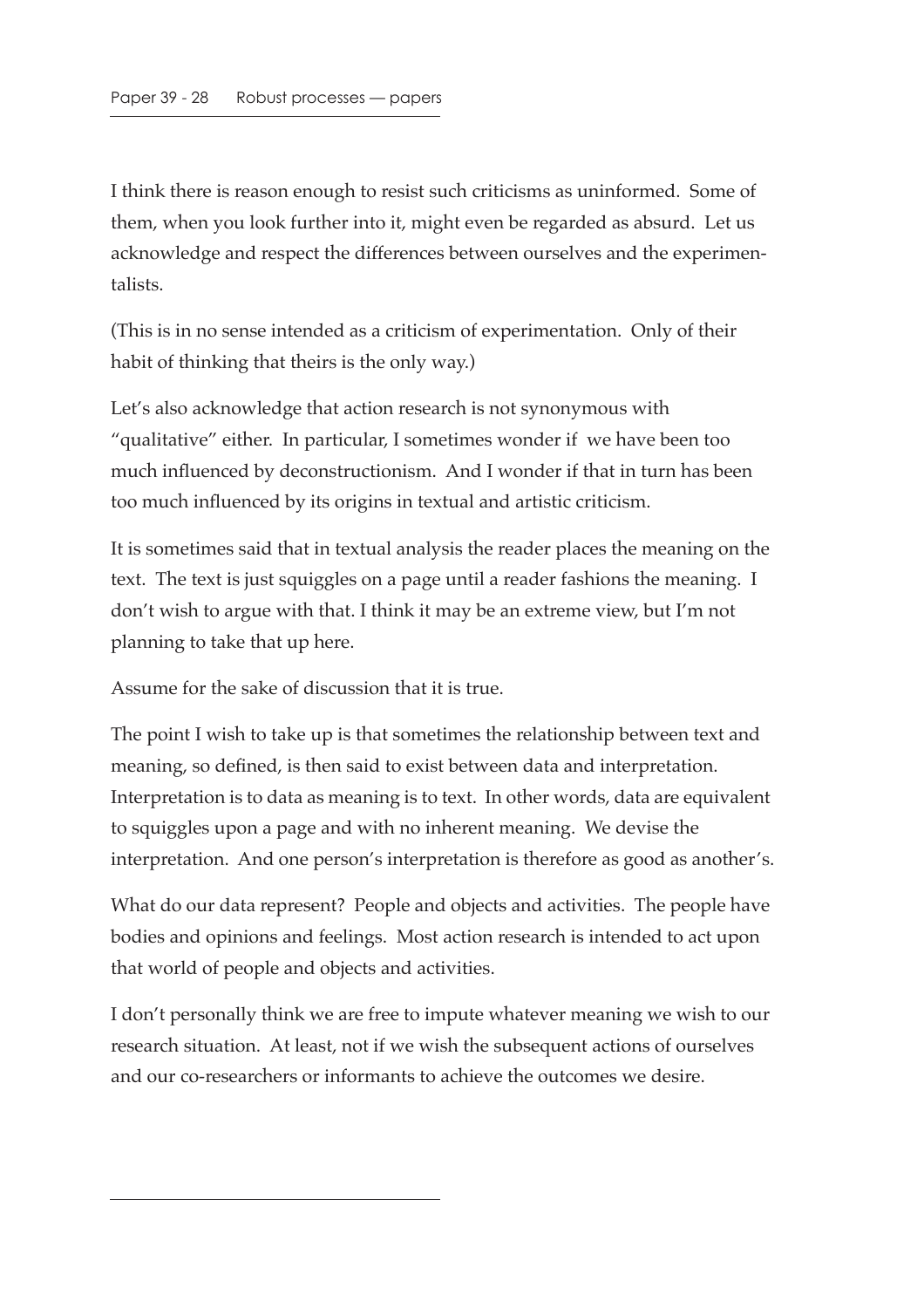I think there is reason enough to resist such criticisms as uninformed. Some of them, when you look further into it, might even be regarded as absurd. Let us acknowledge and respect the differences between ourselves and the experimentalists.

(This is in no sense intended as a criticism of experimentation. Only of their habit of thinking that theirs is the only way.)

Let's also acknowledge that action research is not synonymous with "qualitative" either. In particular, I sometimes wonder if we have been too much influenced by deconstructionism. And I wonder if that in turn has been too much influenced by its origins in textual and artistic criticism.

It is sometimes said that in textual analysis the reader places the meaning on the text. The text is just squiggles on a page until a reader fashions the meaning. I don't wish to argue with that. I think it may be an extreme view, but I'm not planning to take that up here.

Assume for the sake of discussion that it is true.

The point I wish to take up is that sometimes the relationship between text and meaning, so defined, is then said to exist between data and interpretation. Interpretation is to data as meaning is to text. In other words, data are equivalent to squiggles upon a page and with no inherent meaning. We devise the interpretation. And one person's interpretation is therefore as good as another's.

What do our data represent? People and objects and activities. The people have bodies and opinions and feelings. Most action research is intended to act upon that world of people and objects and activities.

I don't personally think we are free to impute whatever meaning we wish to our research situation. At least, not if we wish the subsequent actions of ourselves and our co-researchers or informants to achieve the outcomes we desire.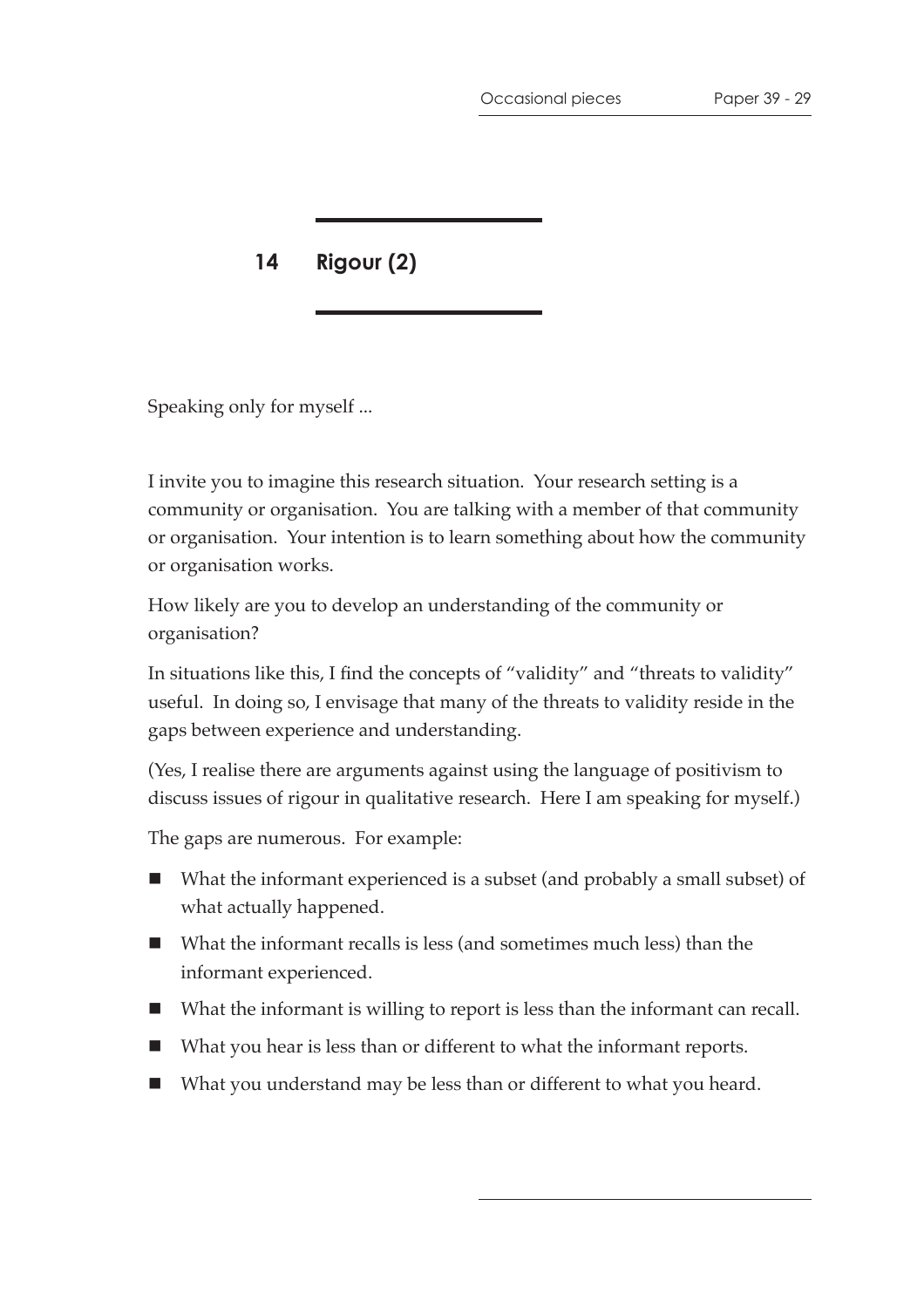## 14 Rigour (2)

Speaking only for myself ...

I invite you to imagine this research situation. Your research setting is a community or organisation. You are talking with a member of that community or organisation. Your intention is to learn something about how the community or organisation works.

How likely are you to develop an understanding of the community or organisation?

In situations like this, I find the concepts of "validity" and "threats to validity" useful. In doing so, I envisage that many of the threats to validity reside in the gaps between experience and understanding.

(Yes, I realise there are arguments against using the language of positivism to discuss issues of rigour in qualitative research. Here I am speaking for myself.)

The gaps are numerous. For example:

- What the informant experienced is a subset (and probably a small subset) of what actually happened.
- What the informant recalls is less (and sometimes much less) than the informant experienced.
- What the informant is willing to report is less than the informant can recall.
- What you hear is less than or different to what the informant reports.
- What you understand may be less than or different to what you heard.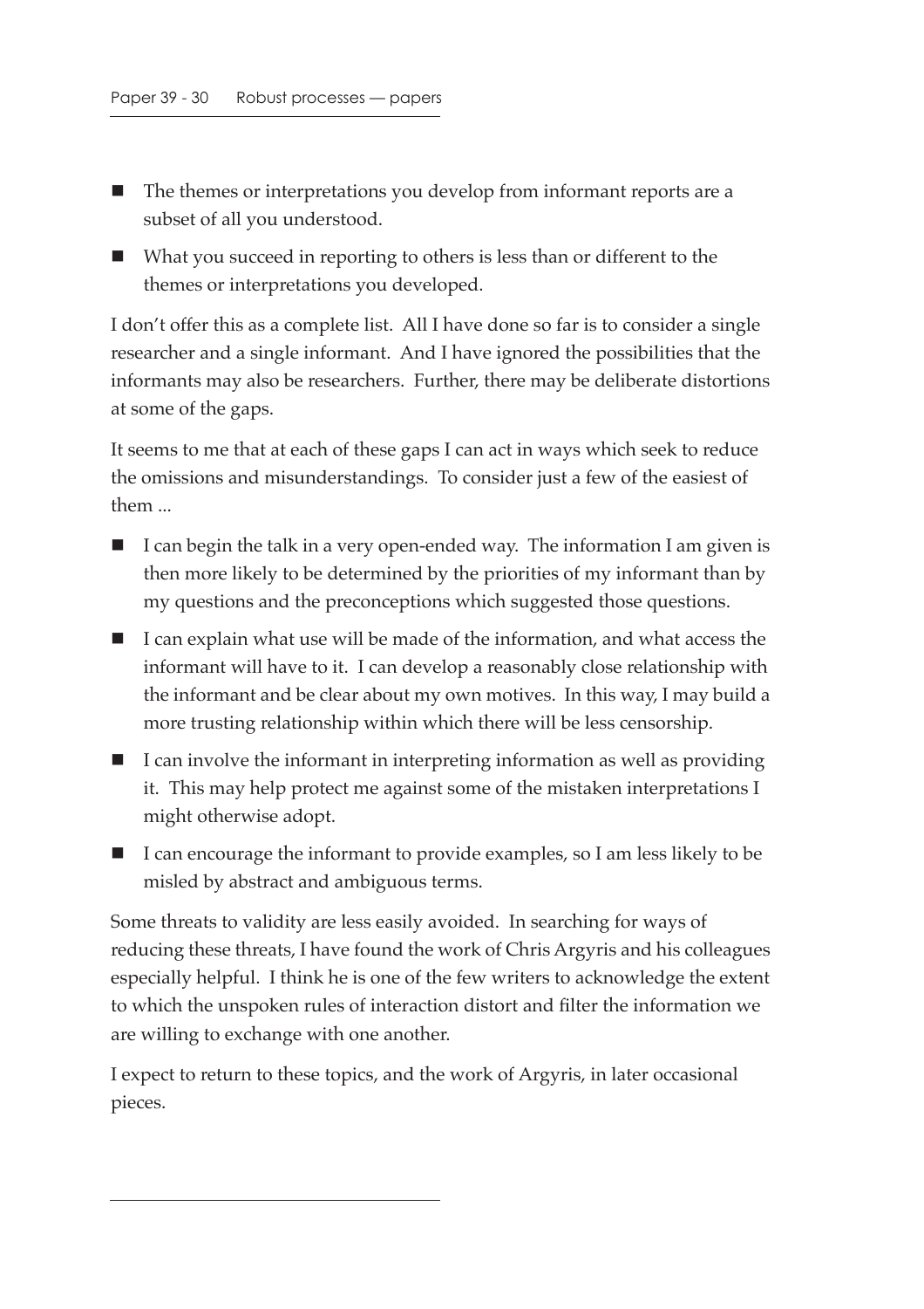- The themes or interpretations you develop from informant reports are a subset of all you understood.
- What you succeed in reporting to others is less than or different to the themes or interpretations you developed.

I don't offer this as a complete list. All I have done so far is to consider a single researcher and a single informant. And I have ignored the possibilities that the informants may also be researchers. Further, there may be deliberate distortions at some of the gaps.

It seems to me that at each of these gaps I can act in ways which seek to reduce the omissions and misunderstandings. To consider just a few of the easiest of them ...

- I can begin the talk in a very open-ended way. The information I am given is then more likely to be determined by the priorities of my informant than by my questions and the preconceptions which suggested those questions.
- I can explain what use will be made of the information, and what access the informant will have to it. I can develop a reasonably close relationship with the informant and be clear about my own motives. In this way, I may build a more trusting relationship within which there will be less censorship.
- I can involve the informant in interpreting information as well as providing it. This may help protect me against some of the mistaken interpretations I might otherwise adopt.
- I can encourage the informant to provide examples, so I am less likely to be misled by abstract and ambiguous terms.

Some threats to validity are less easily avoided. In searching for ways of reducing these threats, I have found the work of Chris Argyris and his colleagues especially helpful. I think he is one of the few writers to acknowledge the extent to which the unspoken rules of interaction distort and filter the information we are willing to exchange with one another.

I expect to return to these topics, and the work of Argyris, in later occasional pieces.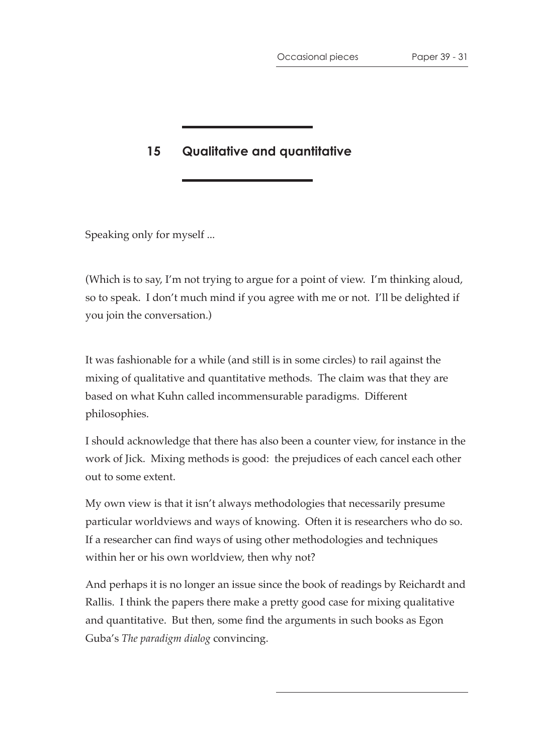## 15 Qualitative and quantitative

Speaking only for myself ...

(Which is to say, I'm not trying to argue for a point of view. I'm thinking aloud, so to speak. I don't much mind if you agree with me or not. I'll be delighted if you join the conversation.)

It was fashionable for a while (and still is in some circles) to rail against the mixing of qualitative and quantitative methods. The claim was that they are based on what Kuhn called incommensurable paradigms. Different philosophies.

I should acknowledge that there has also been a counter view, for instance in the work of Jick. Mixing methods is good: the prejudices of each cancel each other out to some extent.

My own view is that it isn't always methodologies that necessarily presume particular worldviews and ways of knowing. Often it is researchers who do so. If a researcher can find ways of using other methodologies and techniques within her or his own worldview, then why not?

And perhaps it is no longer an issue since the book of readings by Reichardt and Rallis. I think the papers there make a pretty good case for mixing qualitative and quantitative. But then, some find the arguments in such books as Egon Guba's *The paradigm dialog* convincing.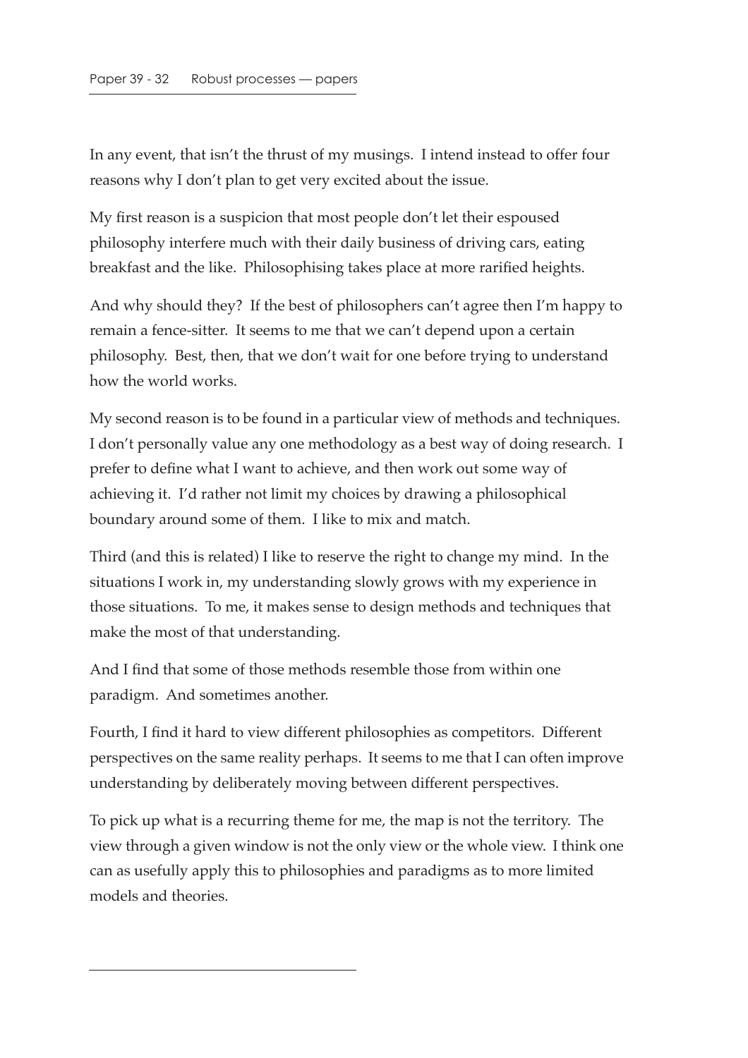In any event, that isn't the thrust of my musings. I intend instead to offer four reasons why I don't plan to get very excited about the issue.

My first reason is a suspicion that most people don't let their espoused philosophy interfere much with their daily business of driving cars, eating breakfast and the like. Philosophising takes place at more rarified heights.

And why should they? If the best of philosophers can't agree then I'm happy to remain a fence-sitter. It seems to me that we can't depend upon a certain philosophy. Best, then, that we don't wait for one before trying to understand how the world works.

My second reason is to be found in a particular view of methods and techniques. I don't personally value any one methodology as a best way of doing research. I prefer to define what I want to achieve, and then work out some way of achieving it. I'd rather not limit my choices by drawing a philosophical boundary around some of them. I like to mix and match.

Third (and this is related) I like to reserve the right to change my mind. In the situations I work in, my understanding slowly grows with my experience in those situations. To me, it makes sense to design methods and techniques that make the most of that understanding.

And I find that some of those methods resemble those from within one paradigm. And sometimes another.

Fourth, I find it hard to view different philosophies as competitors. Different perspectives on the same reality perhaps. It seems to me that I can often improve understanding by deliberately moving between different perspectives.

To pick up what is a recurring theme for me, the map is not the territory. The view through a given window is not the only view or the whole view. I think one can as usefully apply this to philosophies and paradigms as to more limited models and theories.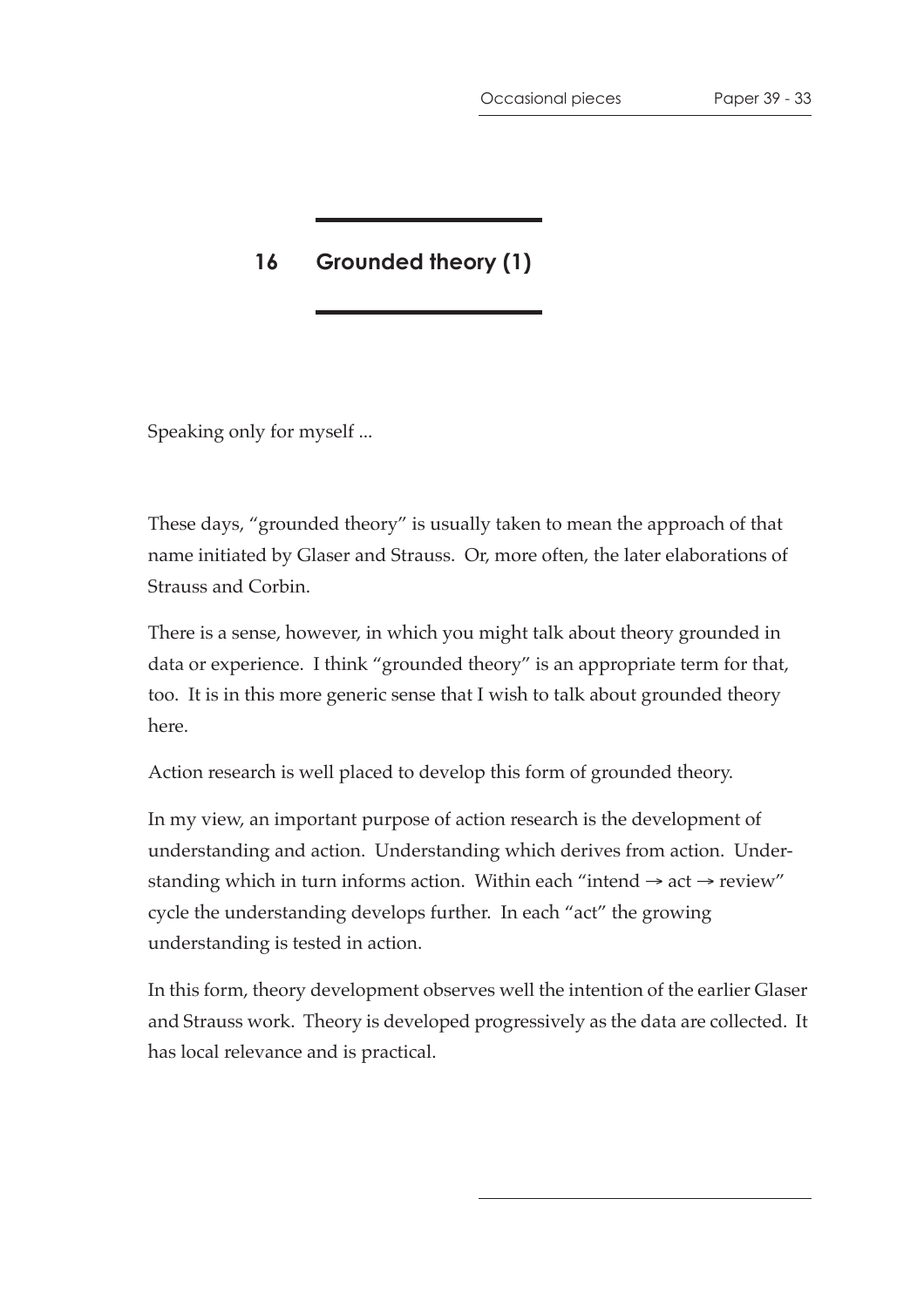## 16 Grounded theory (1)

Speaking only for myself ...

These days, "grounded theory" is usually taken to mean the approach of that name initiated by Glaser and Strauss. Or, more often, the later elaborations of Strauss and Corbin.

There is a sense, however, in which you might talk about theory grounded in data or experience. I think "grounded theory" is an appropriate term for that, too. It is in this more generic sense that I wish to talk about grounded theory here.

Action research is well placed to develop this form of grounded theory.

In my view, an important purpose of action research is the development of understanding and action. Understanding which derives from action. Understanding which in turn informs action. Within each "intend → act → review" cycle the understanding develops further. In each "act" the growing understanding is tested in action.

In this form, theory development observes well the intention of the earlier Glaser and Strauss work. Theory is developed progressively as the data are collected. It has local relevance and is practical.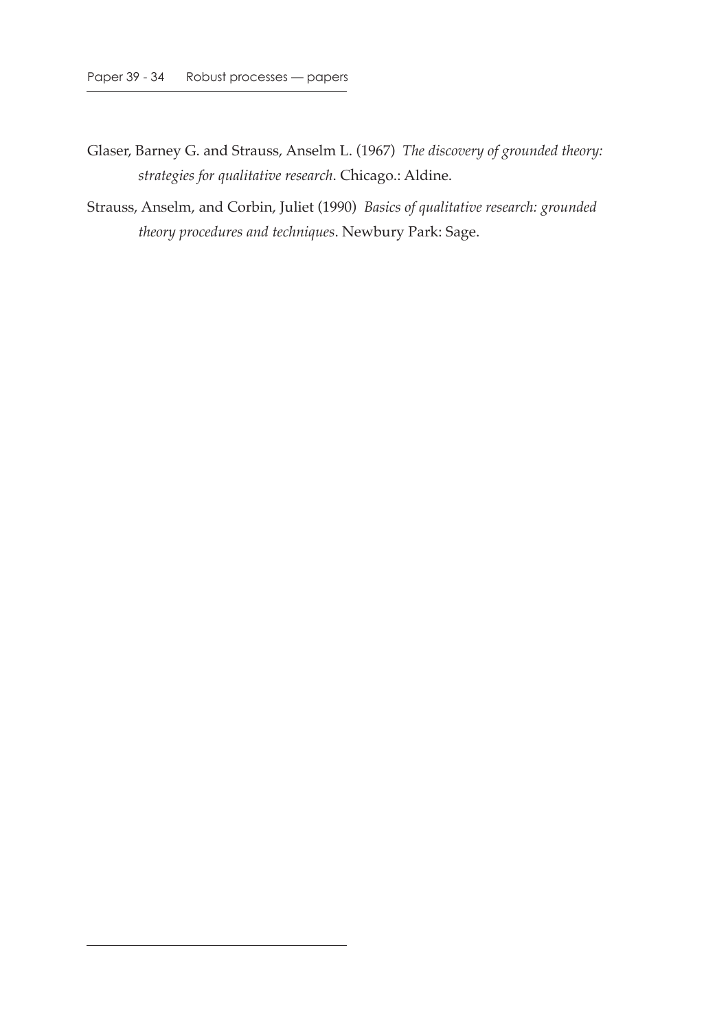Glaser, Barney G. and Strauss, Anselm L. (1967) *The discovery of grounded theory: strategies for qualitative research*. Chicago.: Aldine.

Strauss, Anselm, and Corbin, Juliet (1990) *Basics of qualitative research: grounded theory procedures and techniques*. Newbury Park: Sage.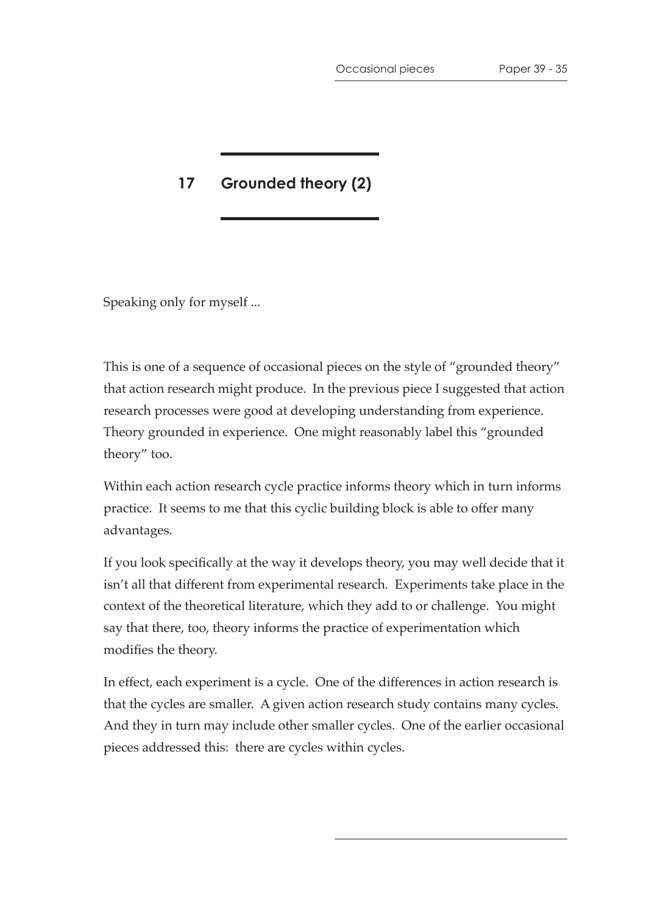## 17 Grounded theory (2)

Speaking only for myself ...

This is one of a sequence of occasional pieces on the style of "grounded theory" that action research might produce. In the previous piece I suggested that action research processes were good at developing understanding from experience. Theory grounded in experience. One might reasonably label this "grounded theory" too.

Within each action research cycle practice informs theory which in turn informs practice. It seems to me that this cyclic building block is able to offer many advantages.

If you look specifically at the way it develops theory, you may well decide that it isn't all that different from experimental research. Experiments take place in the context of the theoretical literature, which they add to or challenge. You might say that there, too, theory informs the practice of experimentation which modifies the theory.

In effect, each experiment is a cycle. One of the differences in action research is that the cycles are smaller. A given action research study contains many cycles. And they in turn may include other smaller cycles. One of the earlier occasional pieces addressed this: there are cycles within cycles.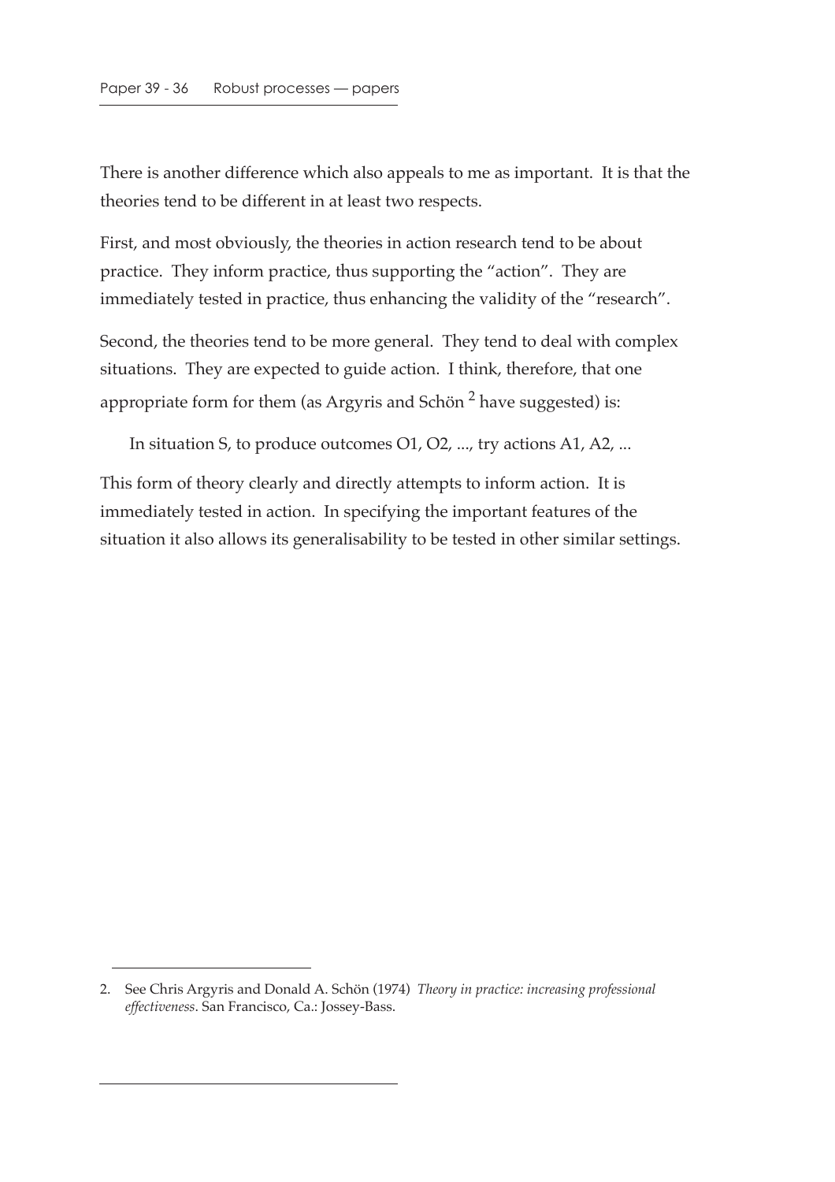There is another difference which also appeals to me as important. It is that the theories tend to be different in at least two respects.

First, and most obviously, the theories in action research tend to be about practice. They inform practice, thus supporting the "action". They are immediately tested in practice, thus enhancing the validity of the "research".

Second, the theories tend to be more general. They tend to deal with complex situations. They are expected to guide action. I think, therefore, that one appropriate form for them (as Argyris and Schön [2] have suggested) is:

> In situation S, to produce outcomes O1, O2, ..., try actions A1, A2, ...

This form of theory clearly and directly attempts to inform action. It is immediately tested in action. In specifying the important features of the situation it also allows its generalisability to be tested in other similar settings.

---

2. See Chris Argyris and Donald A. Schön (1974) *Theory in practice: increasing professional effectiveness*. San Francisco, Ca.: Jossey-Bass.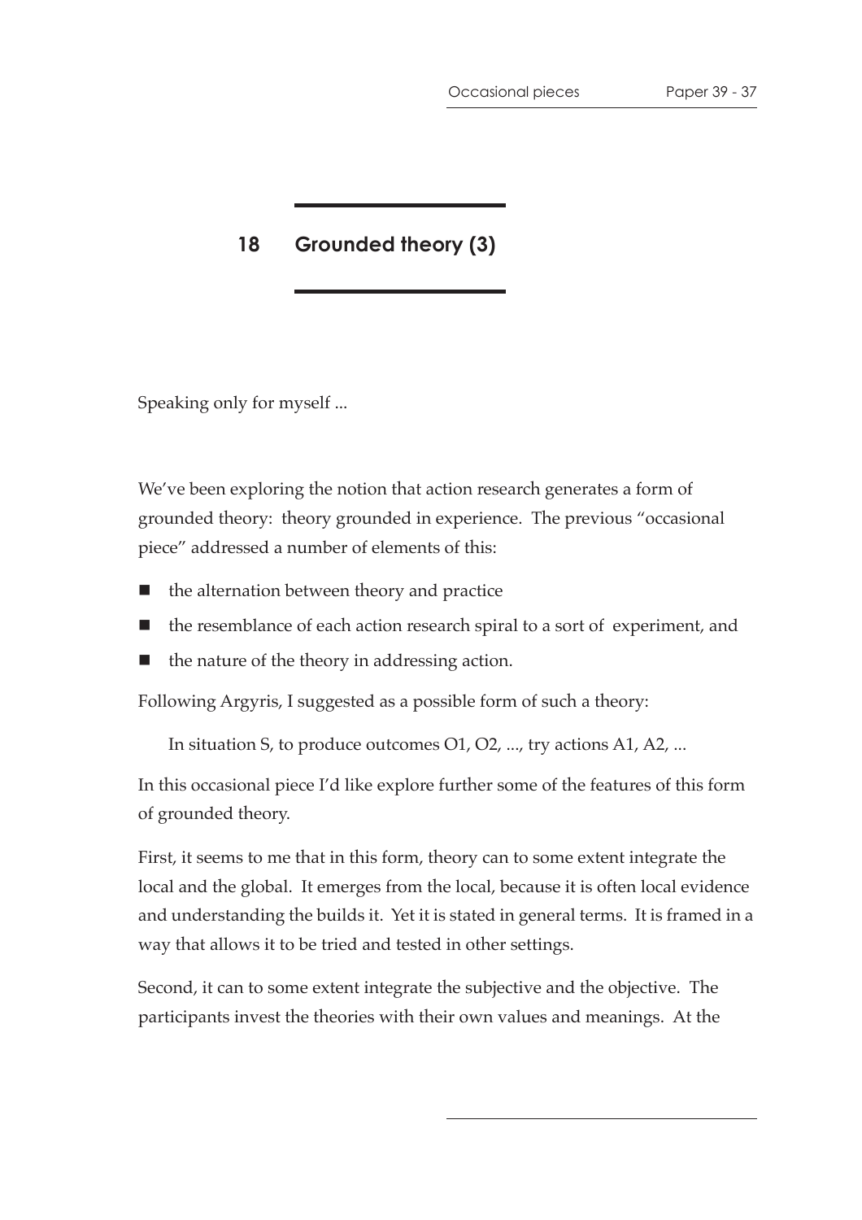## 18 Grounded theory (3)

Speaking only for myself ...

We've been exploring the notion that action research generates a form of grounded theory: theory grounded in experience. The previous "occasional piece" addressed a number of elements of this:

- the alternation between theory and practice
- the resemblance of each action research spiral to a sort of experiment, and
- the nature of the theory in addressing action.

Following Argyris, I suggested as a possible form of such a theory:

> In situation S, to produce outcomes O1, O2, ..., try actions A1, A2, ...

In this occasional piece I'd like explore further some of the features of this form of grounded theory.

First, it seems to me that in this form, theory can to some extent integrate the local and the global. It emerges from the local, because it is often local evidence and understanding the builds it. Yet it is stated in general terms. It is framed in a way that allows it to be tried and tested in other settings.

Second, it can to some extent integrate the subjective and the objective. The participants invest the theories with their own values and meanings. At the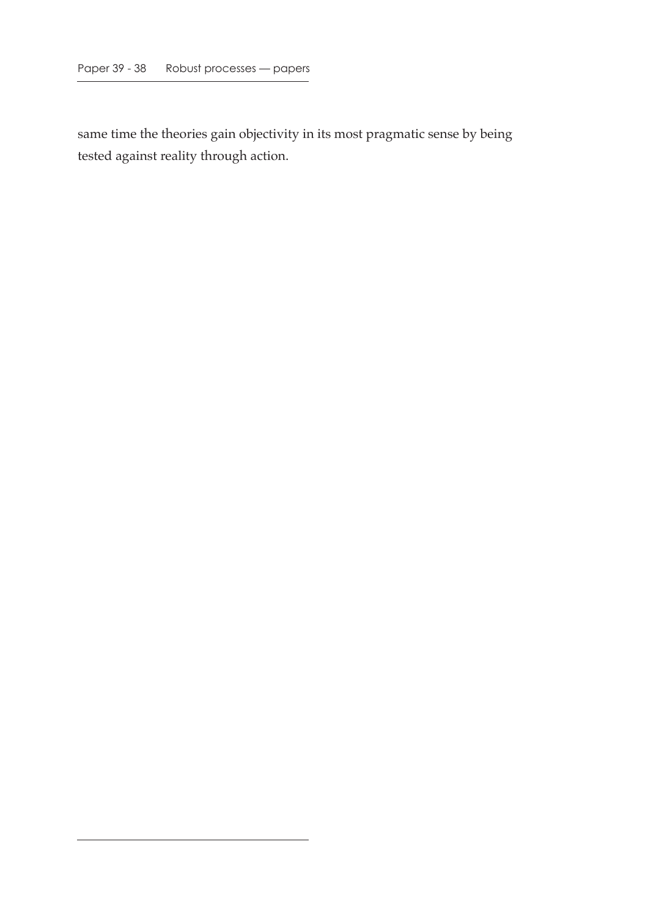same time the theories gain objectivity in its most pragmatic sense by being tested against reality through action.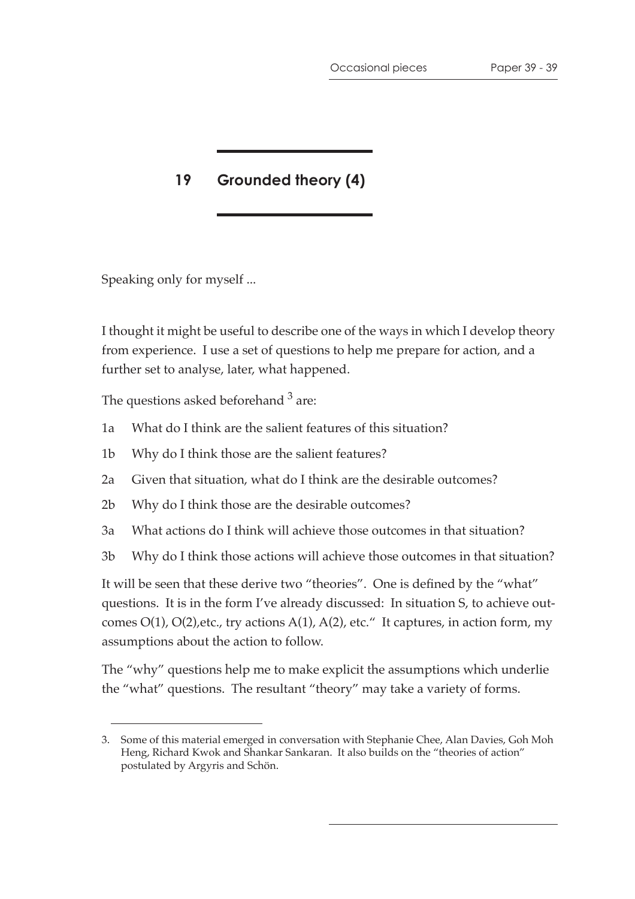## 19 Grounded theory (4)

Speaking only for myself ...

I thought it might be useful to describe one of the ways in which I develop theory from experience. I use a set of questions to help me prepare for action, and a further set to analyse, later, what happened.

The questions asked beforehand [3] are:

- 1a What do I think are the salient features of this situation?
- 1b Why do I think those are the salient features?
- 2a Given that situation, what do I think are the desirable outcomes?
- 2b Why do I think those are the desirable outcomes?
- 3a What actions do I think will achieve those outcomes in that situation?
- 3b Why do I think those actions will achieve those outcomes in that situation?

It will be seen that these derive two "theories". One is defined by the "what" questions. It is in the form I've already discussed: In situation S, to achieve outcomes O(1), O(2),etc., try actions A(1), A(2), etc." It captures, in action form, my assumptions about the action to follow.

The "why" questions help me to make explicit the assumptions which underlie the "what" questions. The resultant "theory" may take a variety of forms.

---

3. Some of this material emerged in conversation with Stephanie Chee, Alan Davies, Goh Moh Heng, Richard Kwok and Shankar Sankaran. It also builds on the "theories of action" postulated by Argyris and Schön.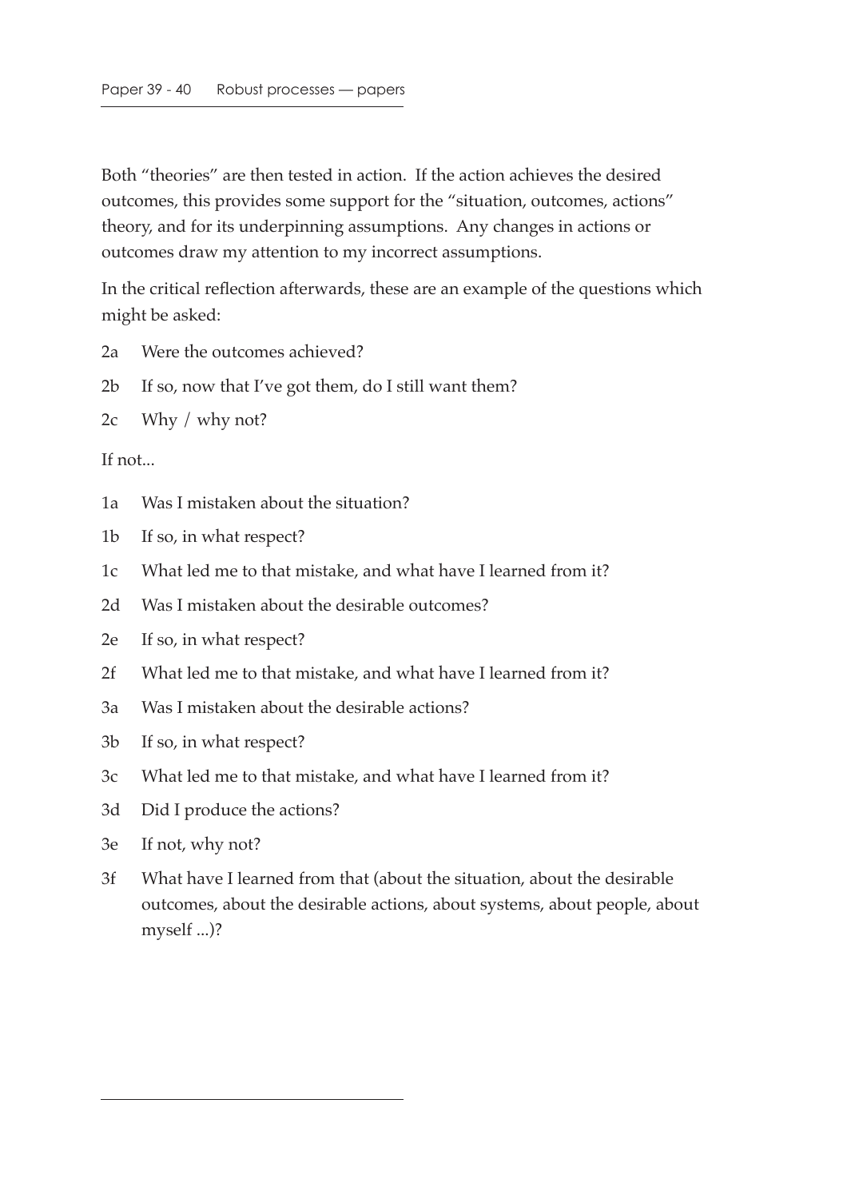Both "theories" are then tested in action. If the action achieves the desired outcomes, this provides some support for the "situation, outcomes, actions" theory, and for its underpinning assumptions. Any changes in actions or outcomes draw my attention to my incorrect assumptions.

In the critical reflection afterwards, these are an example of the questions which might be asked:

2a Were the outcomes achieved?

2b If so, now that I've got them, do I still want them?

2c Why / why not?

If not...

1a Was I mistaken about the situation?

1b If so, in what respect?

1c What led me to that mistake, and what have I learned from it?

2d Was I mistaken about the desirable outcomes?

2e If so, in what respect?

2f What led me to that mistake, and what have I learned from it?

3a Was I mistaken about the desirable actions?

3b If so, in what respect?

3c What led me to that mistake, and what have I learned from it?

3d Did I produce the actions?

3e If not, why not?

3f What have I learned from that (about the situation, about the desirable outcomes, about the desirable actions, about systems, about people, about myself ...)?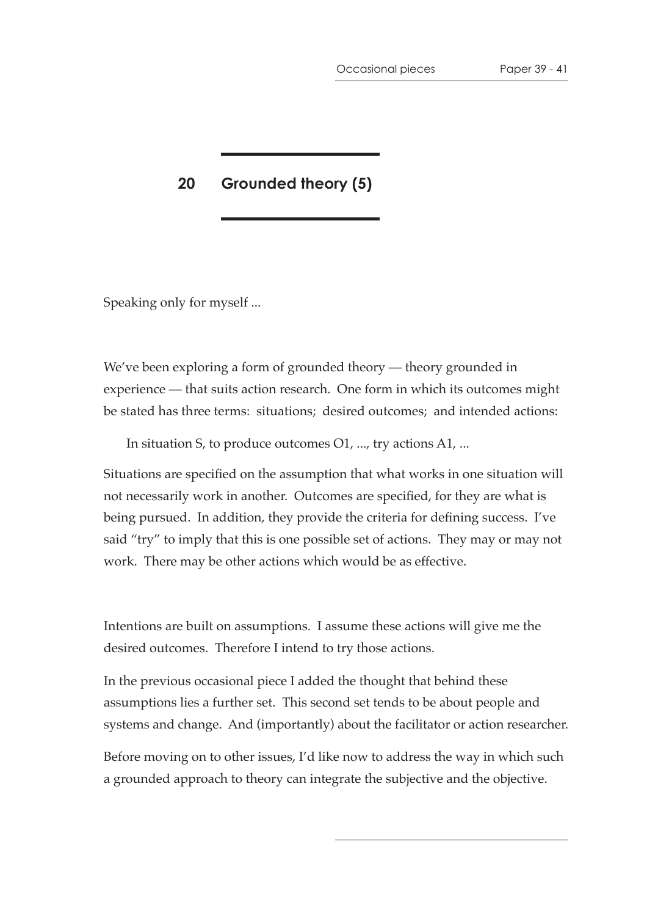# 20 Grounded theory (5)

Speaking only for myself ...

We've been exploring a form of grounded theory — theory grounded in experience — that suits action research. One form in which its outcomes might be stated has three terms: situations; desired outcomes; and intended actions:

> In situation S, to produce outcomes O1, ..., try actions A1, ...

Situations are specified on the assumption that what works in one situation will not necessarily work in another. Outcomes are specified, for they are what is being pursued. In addition, they provide the criteria for defining success. I've said "try" to imply that this is one possible set of actions. They may or may not work. There may be other actions which would be as effective.

Intentions are built on assumptions. I assume these actions will give me the desired outcomes. Therefore I intend to try those actions.

In the previous occasional piece I added the thought that behind these assumptions lies a further set. This second set tends to be about people and systems and change. And (importantly) about the facilitator or action researcher.

Before moving on to other issues, I'd like now to address the way in which such a grounded approach to theory can integrate the subjective and the objective.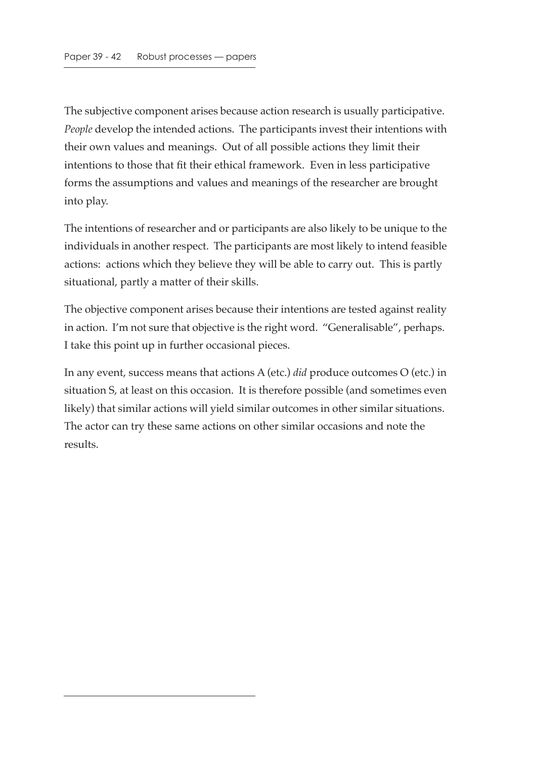The subjective component arises because action research is usually participative. *People* develop the intended actions. The participants invest their intentions with their own values and meanings. Out of all possible actions they limit their intentions to those that fit their ethical framework. Even in less participative forms the assumptions and values and meanings of the researcher are brought into play.

The intentions of researcher and or participants are also likely to be unique to the individuals in another respect. The participants are most likely to intend feasible actions: actions which they believe they will be able to carry out. This is partly situational, partly a matter of their skills.

The objective component arises because their intentions are tested against reality in action. I'm not sure that objective is the right word. "Generalisable", perhaps. I take this point up in further occasional pieces.

In any event, success means that actions A (etc.) *did* produce outcomes O (etc.) in situation S, at least on this occasion. It is therefore possible (and sometimes even likely) that similar actions will yield similar outcomes in other similar situations. The actor can try these same actions on other similar occasions and note the results.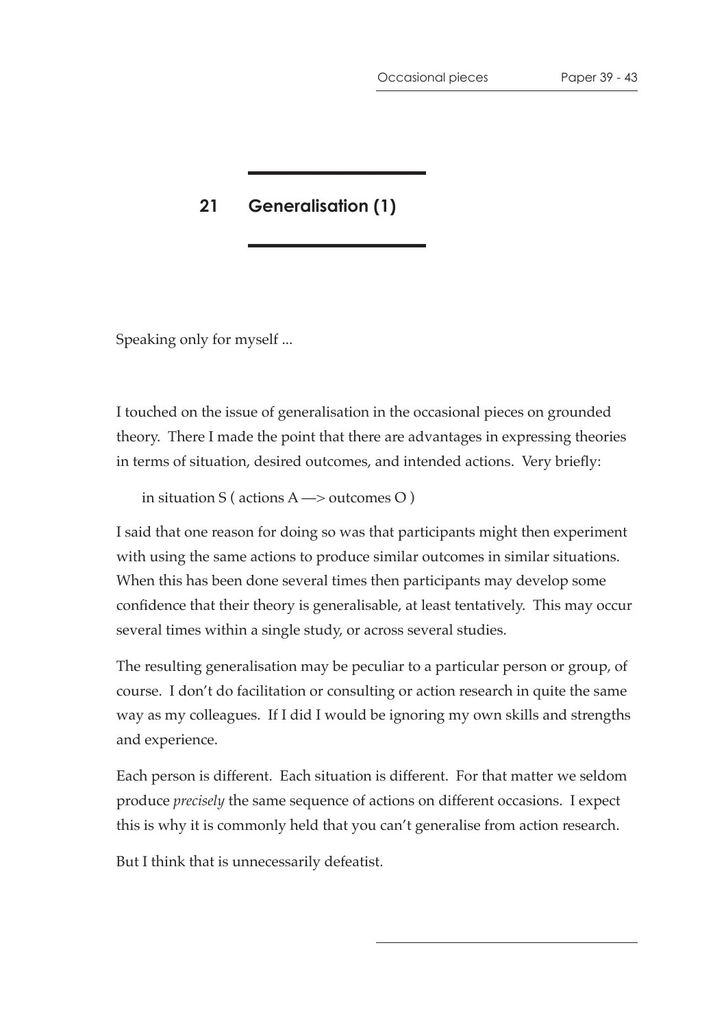## 21 Generalisation (1)

Speaking only for myself ...

I touched on the issue of generalisation in the occasional pieces on grounded theory. There I made the point that there are advantages in expressing theories in terms of situation, desired outcomes, and intended actions. Very briefly:

in situation S ( actions A —> outcomes O )

I said that one reason for doing so was that participants might then experiment with using the same actions to produce similar outcomes in similar situations. When this has been done several times then participants may develop some confidence that their theory is generalisable, at least tentatively. This may occur several times within a single study, or across several studies.

The resulting generalisation may be peculiar to a particular person or group, of course. I don't do facilitation or consulting or action research in quite the same way as my colleagues. If I did I would be ignoring my own skills and strengths and experience.

Each person is different. Each situation is different. For that matter we seldom produce *precisely* the same sequence of actions on different occasions. I expect this is why it is commonly held that you can't generalise from action research.

But I think that is unnecessarily defeatist.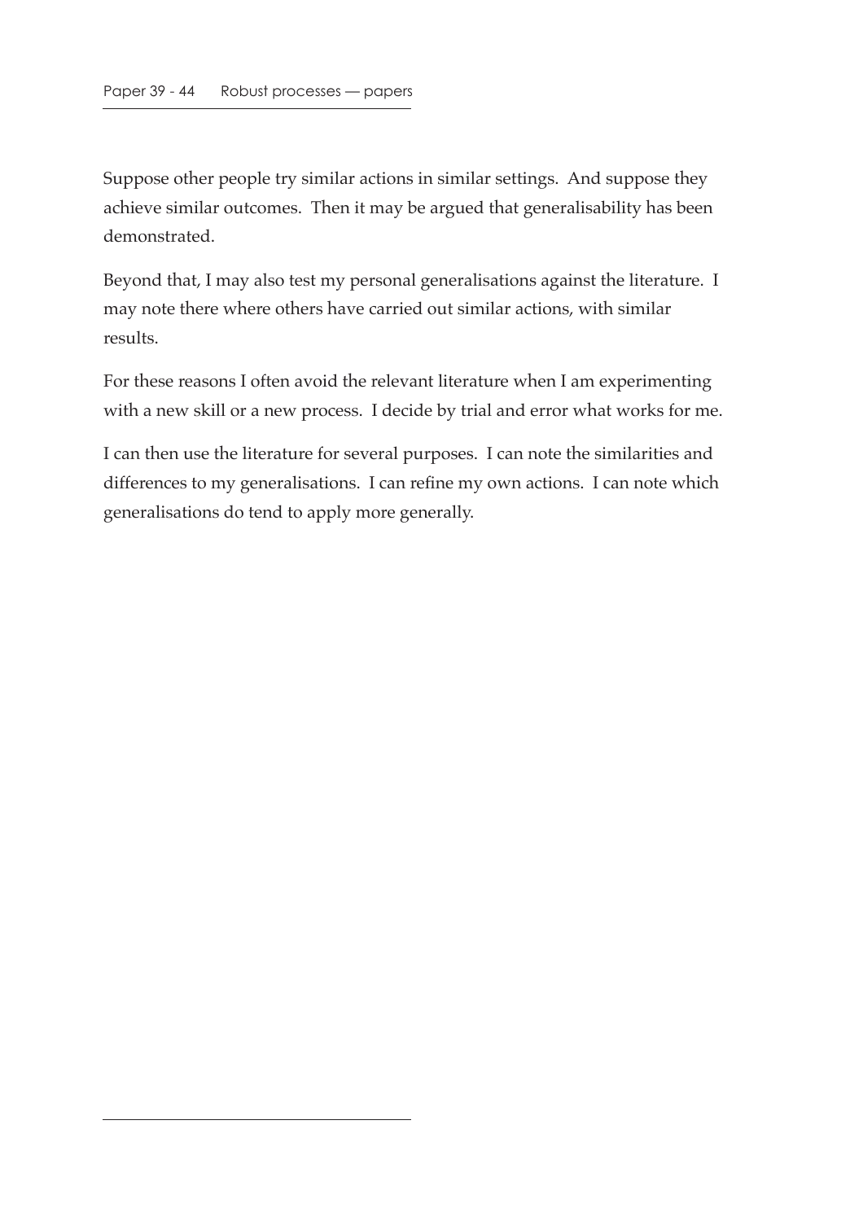Suppose other people try similar actions in similar settings. And suppose they achieve similar outcomes. Then it may be argued that generalisability has been demonstrated.

Beyond that, I may also test my personal generalisations against the literature. I may note there where others have carried out similar actions, with similar results.

For these reasons I often avoid the relevant literature when I am experimenting with a new skill or a new process. I decide by trial and error what works for me.

I can then use the literature for several purposes. I can note the similarities and differences to my generalisations. I can refine my own actions. I can note which generalisations do tend to apply more generally.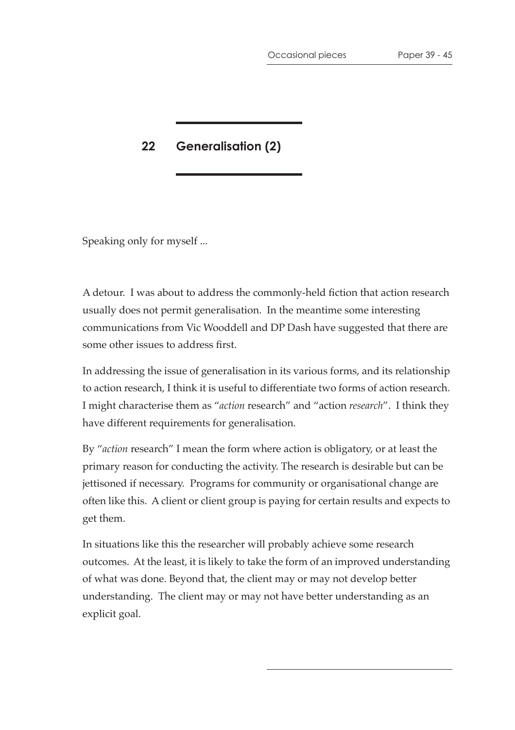## 22 Generalisation (2)

Speaking only for myself ...

A detour. I was about to address the commonly-held fiction that action research usually does not permit generalisation. In the meantime some interesting communications from Vic Wooddell and DP Dash have suggested that there are some other issues to address first.

In addressing the issue of generalisation in its various forms, and its relationship to action research, I think it is useful to differentiate two forms of action research. I might characterise them as "*action* research" and "action *research*". I think they have different requirements for generalisation.

By "*action* research" I mean the form where action is obligatory, or at least the primary reason for conducting the activity. The research is desirable but can be jettisoned if necessary. Programs for community or organisational change are often like this. A client or client group is paying for certain results and expects to get them.

In situations like this the researcher will probably achieve some research outcomes. At the least, it is likely to take the form of an improved understanding of what was done. Beyond that, the client may or may not develop better understanding. The client may or may not have better understanding as an explicit goal.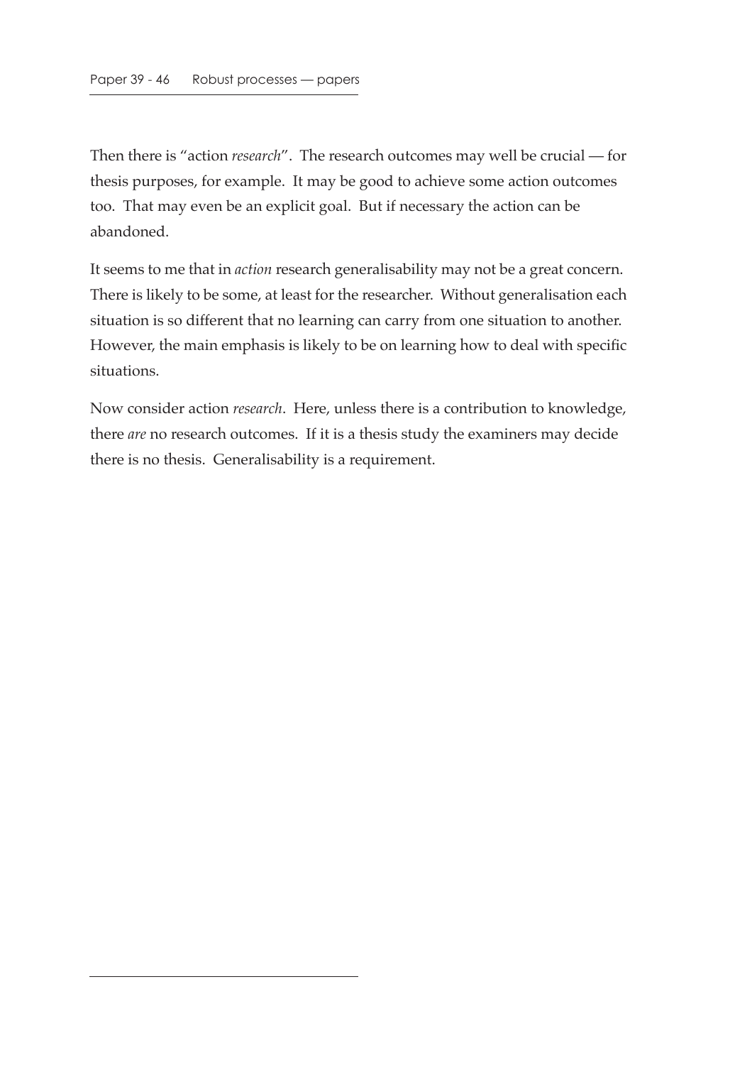Then there is "action *research*". The research outcomes may well be crucial — for thesis purposes, for example. It may be good to achieve some action outcomes too. That may even be an explicit goal. But if necessary the action can be abandoned.

It seems to me that in *action* research generalisability may not be a great concern. There is likely to be some, at least for the researcher. Without generalisation each situation is so different that no learning can carry from one situation to another. However, the main emphasis is likely to be on learning how to deal with specific situations.

Now consider action *research*. Here, unless there is a contribution to knowledge, there *are* no research outcomes. If it is a thesis study the examiners may decide there is no thesis. Generalisability is a requirement.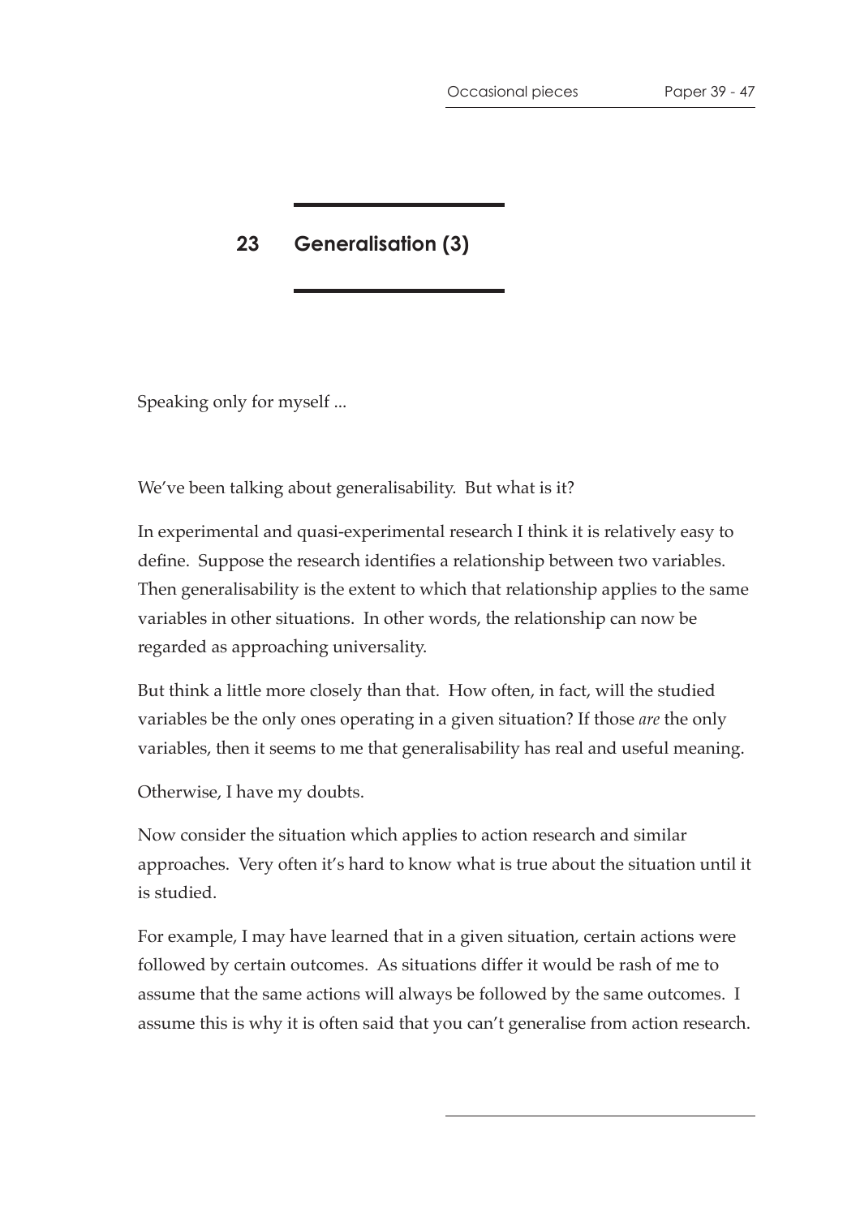## 23 Generalisation (3)

Speaking only for myself ...

We've been talking about generalisability. But what is it?

In experimental and quasi-experimental research I think it is relatively easy to define. Suppose the research identifies a relationship between two variables. Then generalisability is the extent to which that relationship applies to the same variables in other situations. In other words, the relationship can now be regarded as approaching universality.

But think a little more closely than that. How often, in fact, will the studied variables be the only ones operating in a given situation? If those *are* the only variables, then it seems to me that generalisability has real and useful meaning.

Otherwise, I have my doubts.

Now consider the situation which applies to action research and similar approaches. Very often it's hard to know what is true about the situation until it is studied.

For example, I may have learned that in a given situation, certain actions were followed by certain outcomes. As situations differ it would be rash of me to assume that the same actions will always be followed by the same outcomes. I assume this is why it is often said that you can't generalise from action research.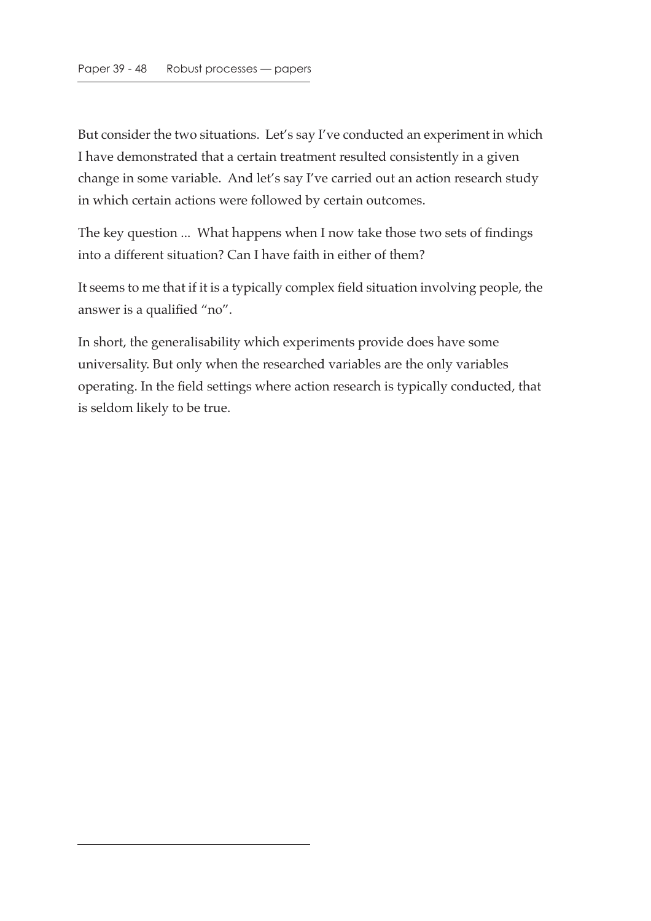But consider the two situations. Let's say I've conducted an experiment in which I have demonstrated that a certain treatment resulted consistently in a given change in some variable. And let's say I've carried out an action research study in which certain actions were followed by certain outcomes.

The key question ... What happens when I now take those two sets of findings into a different situation? Can I have faith in either of them?

It seems to me that if it is a typically complex field situation involving people, the answer is a qualified "no".

In short, the generalisability which experiments provide does have some universality. But only when the researched variables are the only variables operating. In the field settings where action research is typically conducted, that is seldom likely to be true.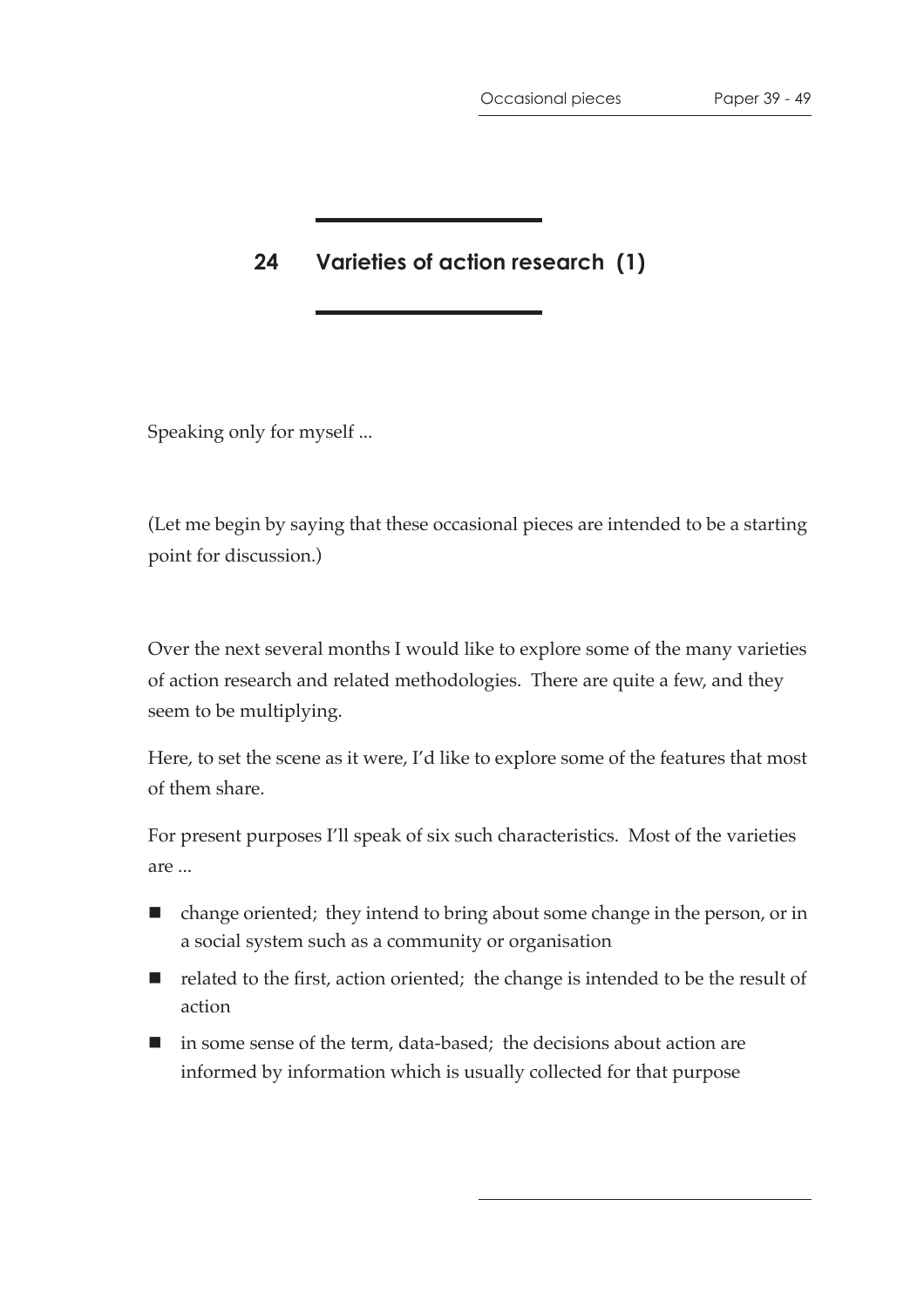## 24 Varieties of action research (1)

Speaking only for myself ...

(Let me begin by saying that these occasional pieces are intended to be a starting point for discussion.)

Over the next several months I would like to explore some of the many varieties of action research and related methodologies. There are quite a few, and they seem to be multiplying.

Here, to set the scene as it were, I'd like to explore some of the features that most of them share.

For present purposes I'll speak of six such characteristics. Most of the varieties are ...

- change oriented; they intend to bring about some change in the person, or in a social system such as a community or organisation
- related to the first, action oriented; the change is intended to be the result of action
- in some sense of the term, data-based; the decisions about action are informed by information which is usually collected for that purpose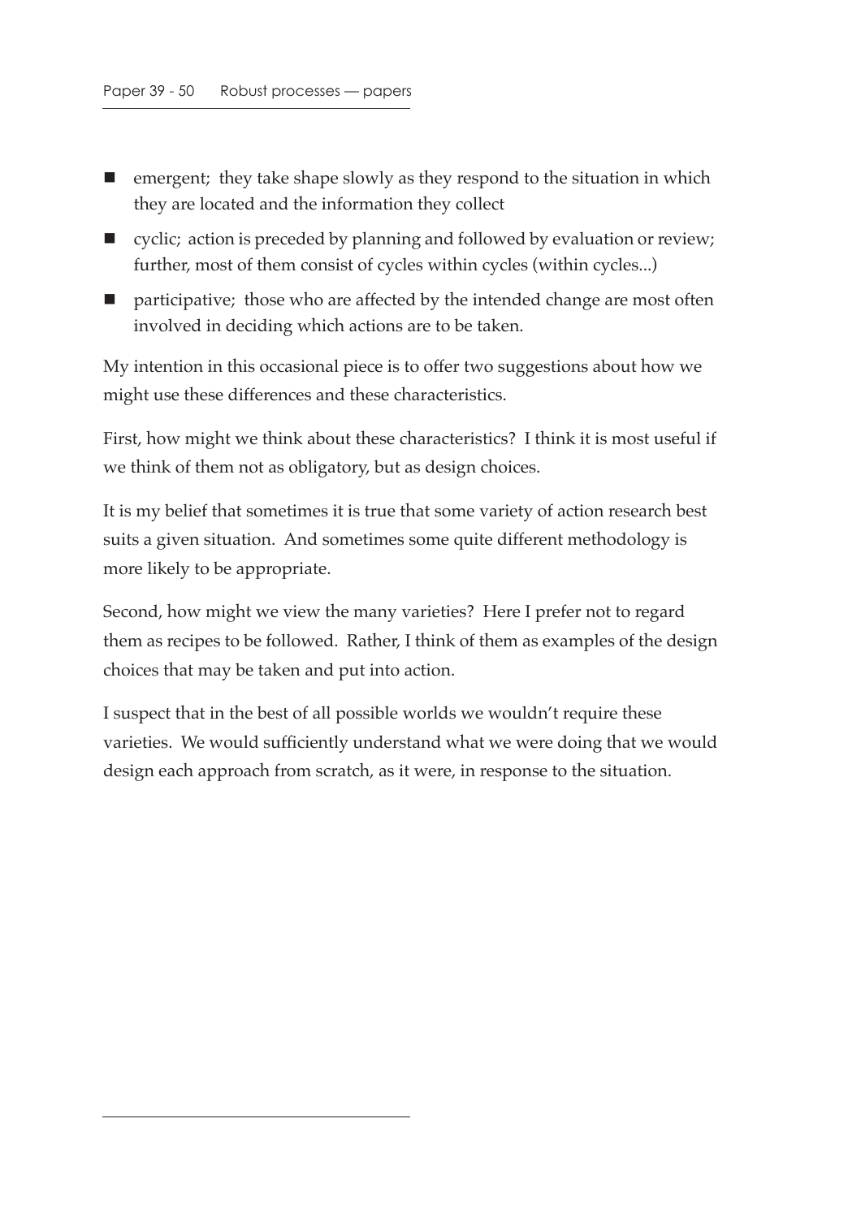- emergent; they take shape slowly as they respond to the situation in which they are located and the information they collect
- cyclic; action is preceded by planning and followed by evaluation or review; further, most of them consist of cycles within cycles (within cycles...)
- participative; those who are affected by the intended change are most often involved in deciding which actions are to be taken.

My intention in this occasional piece is to offer two suggestions about how we might use these differences and these characteristics.

First, how might we think about these characteristics? I think it is most useful if we think of them not as obligatory, but as design choices.

It is my belief that sometimes it is true that some variety of action research best suits a given situation. And sometimes some quite different methodology is more likely to be appropriate.

Second, how might we view the many varieties? Here I prefer not to regard them as recipes to be followed. Rather, I think of them as examples of the design choices that may be taken and put into action.

I suspect that in the best of all possible worlds we wouldn't require these varieties. We would sufficiently understand what we were doing that we would design each approach from scratch, as it were, in response to the situation.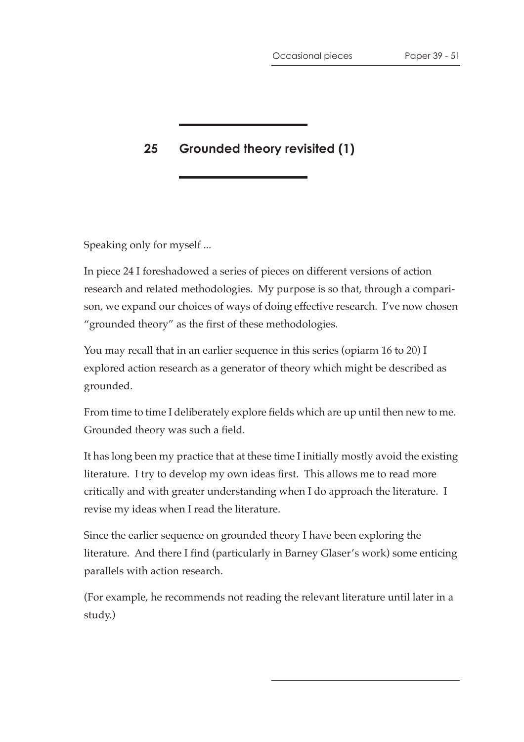## 25 Grounded theory revisited (1)

Speaking only for myself ...

In piece 24 I foreshadowed a series of pieces on different versions of action research and related methodologies. My purpose is so that, through a comparison, we expand our choices of ways of doing effective research. I've now chosen "grounded theory" as the first of these methodologies.

You may recall that in an earlier sequence in this series (opiarm 16 to 20) I explored action research as a generator of theory which might be described as grounded.

From time to time I deliberately explore fields which are up until then new to me. Grounded theory was such a field.

It has long been my practice that at these time I initially mostly avoid the existing literature. I try to develop my own ideas first. This allows me to read more critically and with greater understanding when I do approach the literature. I revise my ideas when I read the literature.

Since the earlier sequence on grounded theory I have been exploring the literature. And there I find (particularly in Barney Glaser's work) some enticing parallels with action research.

(For example, he recommends not reading the relevant literature until later in a study.)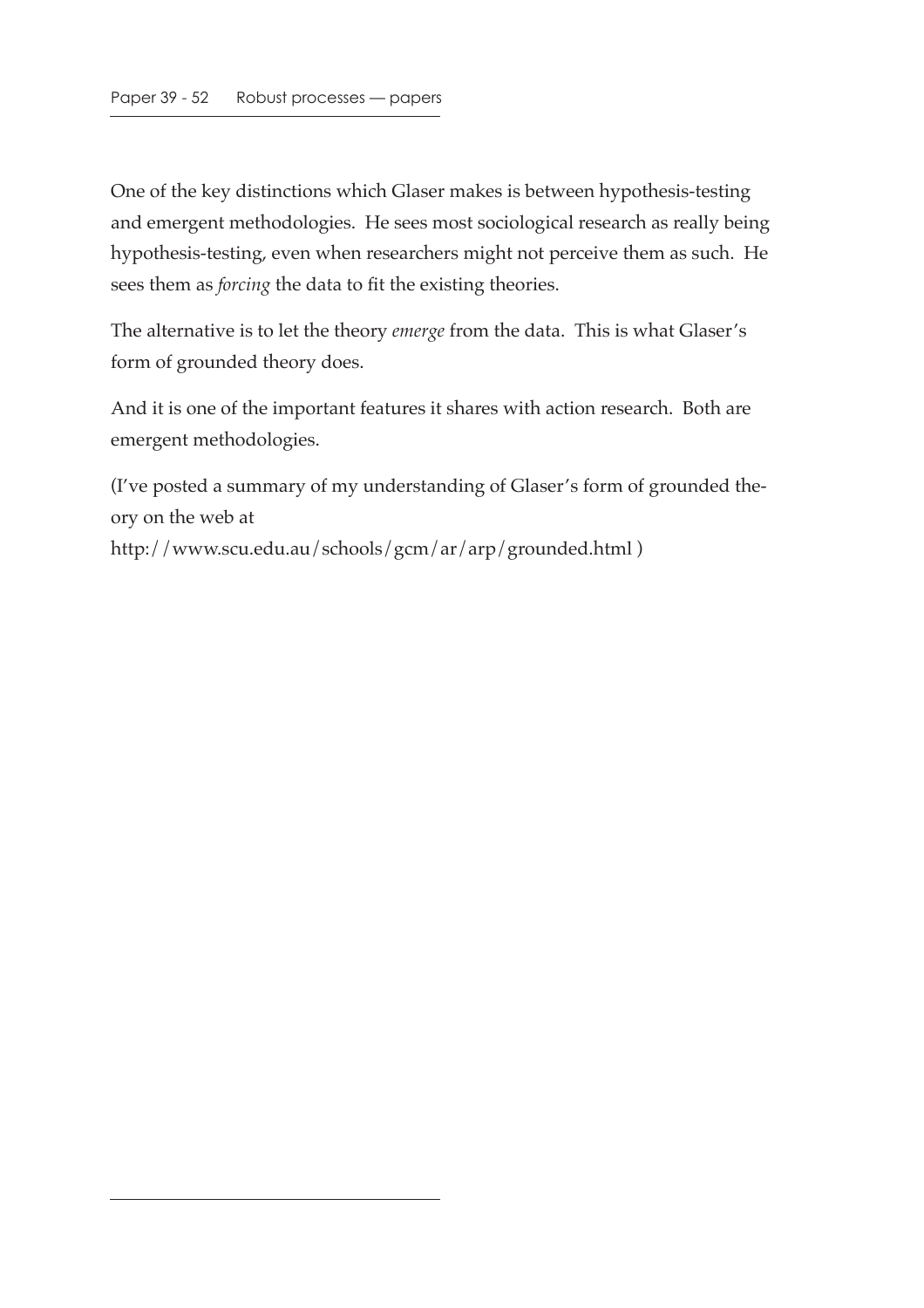One of the key distinctions which Glaser makes is between hypothesis-testing and emergent methodologies. He sees most sociological research as really being hypothesis-testing, even when researchers might not perceive them as such. He sees them as *forcing* the data to fit the existing theories.

The alternative is to let the theory *emerge* from the data. This is what Glaser's form of grounded theory does.

And it is one of the important features it shares with action research. Both are emergent methodologies.

(I've posted a summary of my understanding of Glaser's form of grounded theory on the web at
http://www.scu.edu.au/schools/gcm/ar/arp/grounded.html )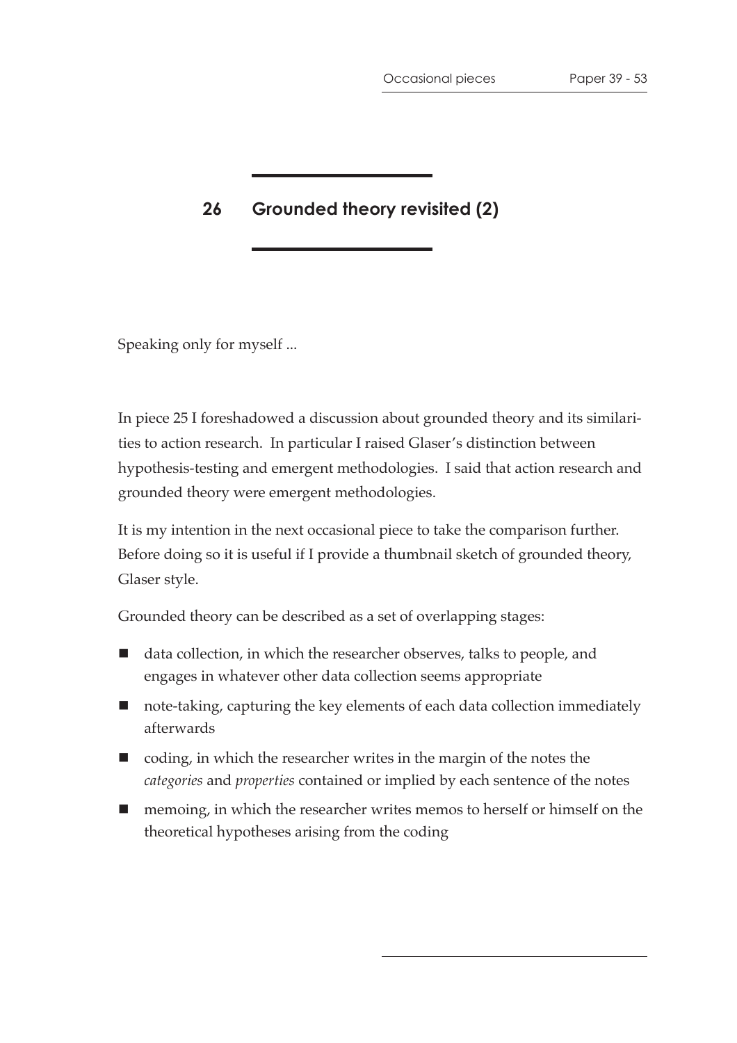# 26 Grounded theory revisited (2)

Speaking only for myself ...

In piece 25 I foreshadowed a discussion about grounded theory and its similarities to action research. In particular I raised Glaser's distinction between hypothesis-testing and emergent methodologies. I said that action research and grounded theory were emergent methodologies.

It is my intention in the next occasional piece to take the comparison further. Before doing so it is useful if I provide a thumbnail sketch of grounded theory, Glaser style.

Grounded theory can be described as a set of overlapping stages:

- data collection, in which the researcher observes, talks to people, and engages in whatever other data collection seems appropriate
- note-taking, capturing the key elements of each data collection immediately afterwards
- coding, in which the researcher writes in the margin of the notes the *categories* and *properties* contained or implied by each sentence of the notes
- memoing, in which the researcher writes memos to herself or himself on the theoretical hypotheses arising from the coding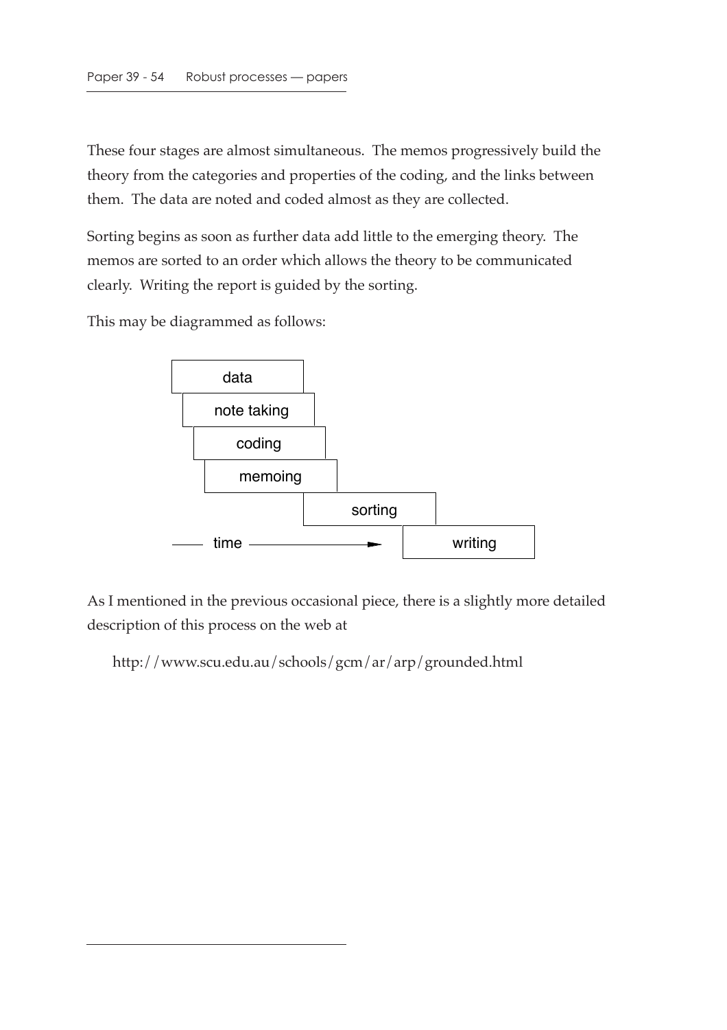These four stages are almost simultaneous. The memos progressively build the theory from the categories and properties of the coding, and the links between them. The data are noted and coded almost as they are collected.

Sorting begins as soon as further data add little to the emerging theory. The memos are sorted to an order which allows the theory to be communicated clearly. Writing the report is guided by the sorting.

This may be diagrammed as follows:

```
[ data         ]
  [ note taking  ]
    [ coding       ]
      [ memoing      ]
                  [ sorting      ]
--- time ------------->  [ writing      ]
```

As I mentioned in the previous occasional piece, there is a slightly more detailed description of this process on the web at

http://www.scu.edu.au/schools/gcm/ar/arp/grounded.html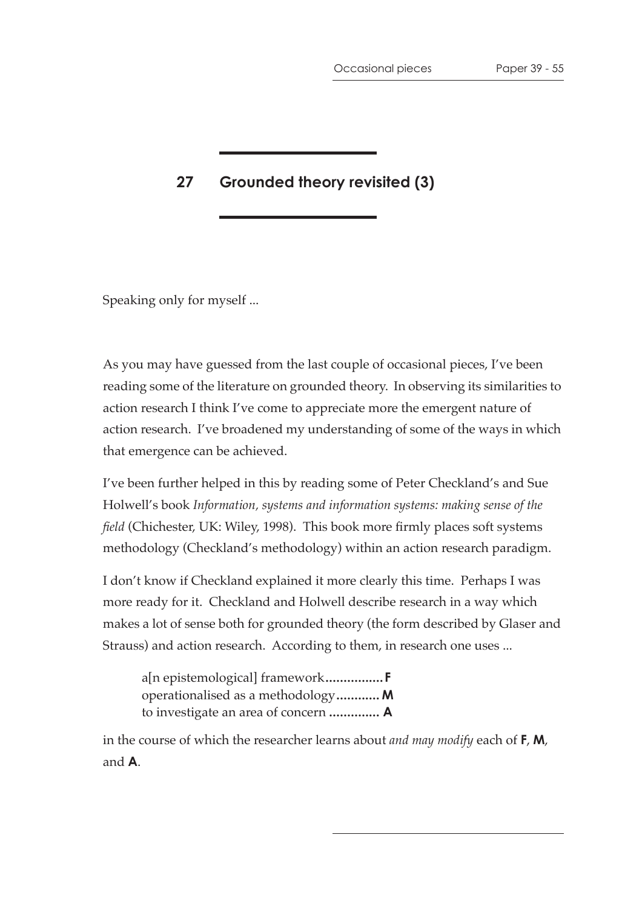## 27 Grounded theory revisited (3)

Speaking only for myself ...

As you may have guessed from the last couple of occasional pieces, I've been reading some of the literature on grounded theory. In observing its similarities to action research I think I've come to appreciate more the emergent nature of action research. I've broadened my understanding of some of the ways in which that emergence can be achieved.

I've been further helped in this by reading some of Peter Checkland's and Sue Holwell's book *Information, systems and information systems: making sense of the field* (Chichester, UK: Wiley, 1998). This book more firmly places soft systems methodology (Checkland's methodology) within an action research paradigm.

I don't know if Checkland explained it more clearly this time. Perhaps I was more ready for it. Checkland and Holwell describe research in a way which makes a lot of sense both for grounded theory (the form described by Glaser and Strauss) and action research. According to them, in research one uses ...

> a[n epistemological] framework................**F**
> operationalised as a methodology............**M**
> to investigate an area of concern ..............**A**

in the course of which the researcher learns about *and may modify* each of **F**, **M**, and **A**.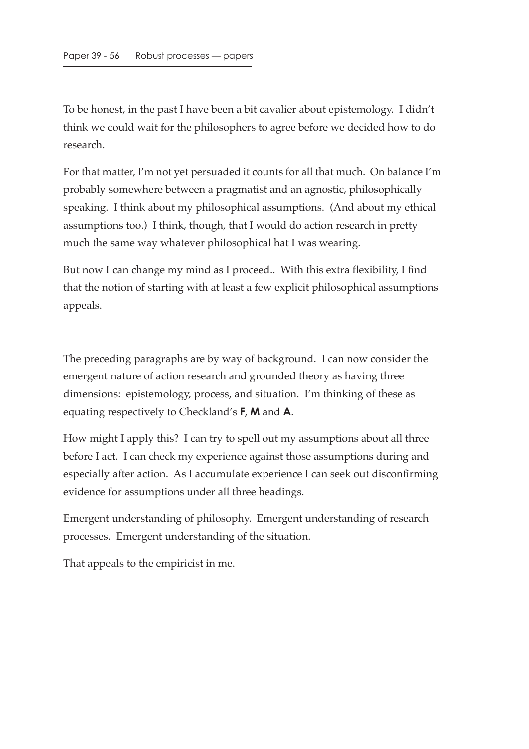To be honest, in the past I have been a bit cavalier about epistemology. I didn't think we could wait for the philosophers to agree before we decided how to do research.

For that matter, I'm not yet persuaded it counts for all that much. On balance I'm probably somewhere between a pragmatist and an agnostic, philosophically speaking. I think about my philosophical assumptions. (And about my ethical assumptions too.) I think, though, that I would do action research in pretty much the same way whatever philosophical hat I was wearing.

But now I can change my mind as I proceed.. With this extra flexibility, I find that the notion of starting with at least a few explicit philosophical assumptions appeals.

The preceding paragraphs are by way of background. I can now consider the emergent nature of action research and grounded theory as having three dimensions: epistemology, process, and situation. I'm thinking of these as equating respectively to Checkland's **F**, **M** and **A**.

How might I apply this? I can try to spell out my assumptions about all three before I act. I can check my experience against those assumptions during and especially after action. As I accumulate experience I can seek out disconfirming evidence for assumptions under all three headings.

Emergent understanding of philosophy. Emergent understanding of research processes. Emergent understanding of the situation.

That appeals to the empiricist in me.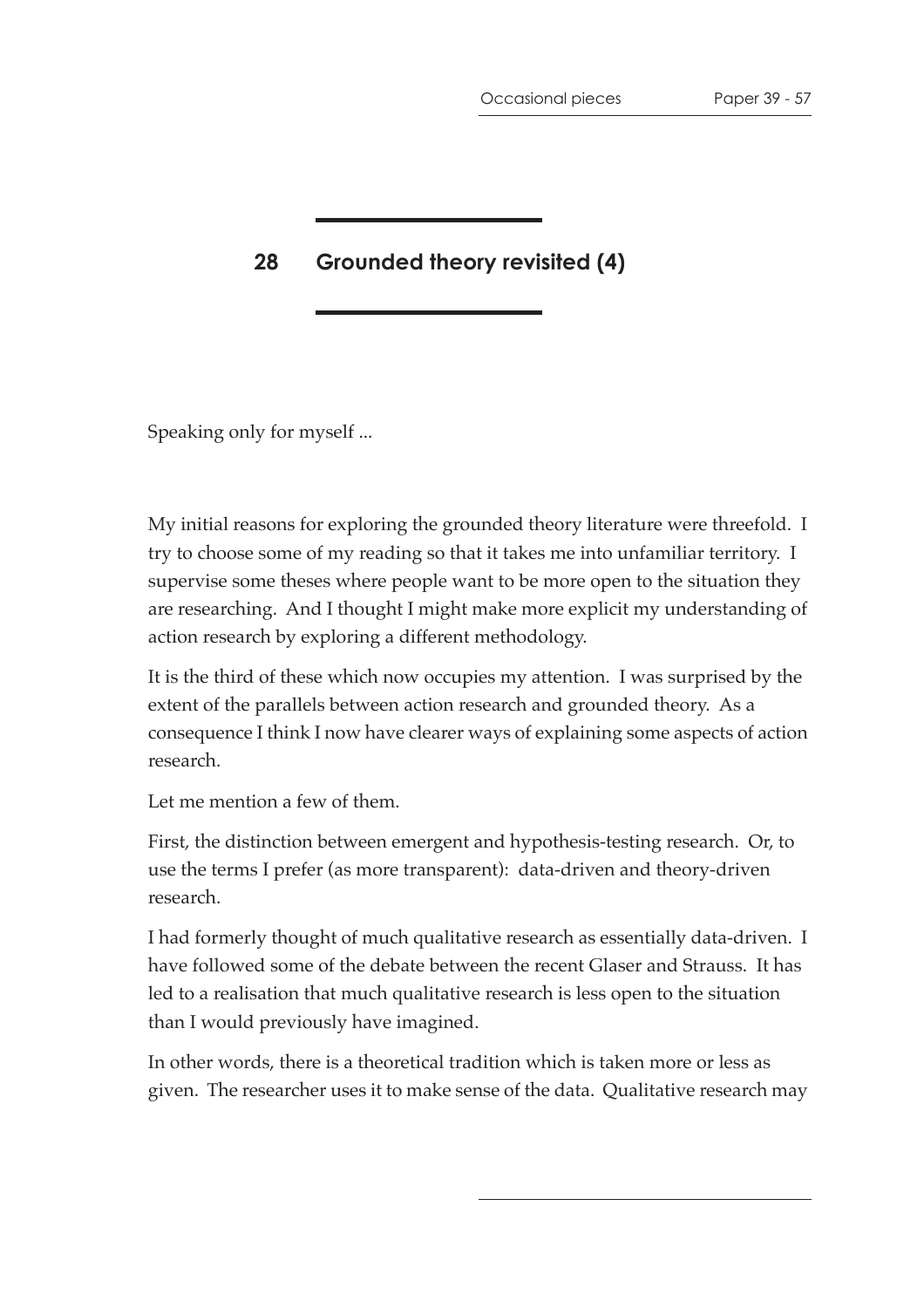# 28 Grounded theory revisited (4)

Speaking only for myself ...

My initial reasons for exploring the grounded theory literature were threefold. I try to choose some of my reading so that it takes me into unfamiliar territory. I supervise some theses where people want to be more open to the situation they are researching. And I thought I might make more explicit my understanding of action research by exploring a different methodology.

It is the third of these which now occupies my attention. I was surprised by the extent of the parallels between action research and grounded theory. As a consequence I think I now have clearer ways of explaining some aspects of action research.

Let me mention a few of them.

First, the distinction between emergent and hypothesis-testing research. Or, to use the terms I prefer (as more transparent): data-driven and theory-driven research.

I had formerly thought of much qualitative research as essentially data-driven. I have followed some of the debate between the recent Glaser and Strauss. It has led to a realisation that much qualitative research is less open to the situation than I would previously have imagined.

In other words, there is a theoretical tradition which is taken more or less as given. The researcher uses it to make sense of the data. Qualitative research may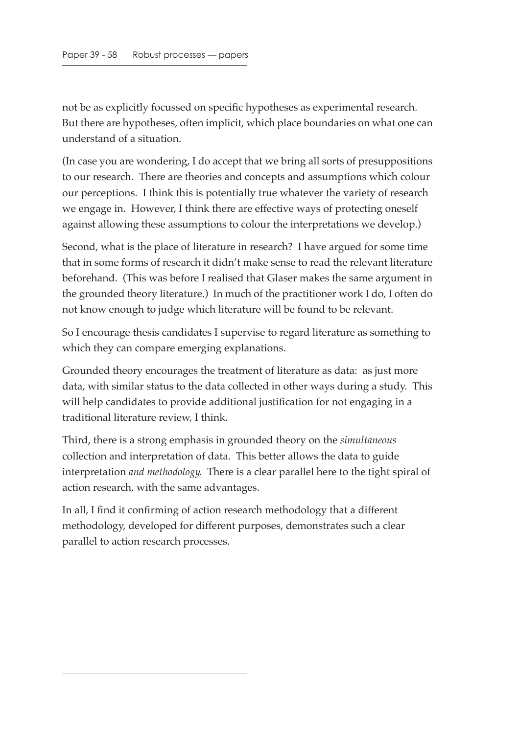not be as explicitly focussed on specific hypotheses as experimental research. But there are hypotheses, often implicit, which place boundaries on what one can understand of a situation.

(In case you are wondering, I do accept that we bring all sorts of presuppositions to our research. There are theories and concepts and assumptions which colour our perceptions. I think this is potentially true whatever the variety of research we engage in. However, I think there are effective ways of protecting oneself against allowing these assumptions to colour the interpretations we develop.)

Second, what is the place of literature in research? I have argued for some time that in some forms of research it didn't make sense to read the relevant literature beforehand. (This was before I realised that Glaser makes the same argument in the grounded theory literature.) In much of the practitioner work I do, I often do not know enough to judge which literature will be found to be relevant.

So I encourage thesis candidates I supervise to regard literature as something to which they can compare emerging explanations.

Grounded theory encourages the treatment of literature as data: as just more data, with similar status to the data collected in other ways during a study. This will help candidates to provide additional justification for not engaging in a traditional literature review, I think.

Third, there is a strong emphasis in grounded theory on the *simultaneous* collection and interpretation of data. This better allows the data to guide interpretation *and methodology*. There is a clear parallel here to the tight spiral of action research, with the same advantages.

In all, I find it confirming of action research methodology that a different methodology, developed for different purposes, demonstrates such a clear parallel to action research processes.